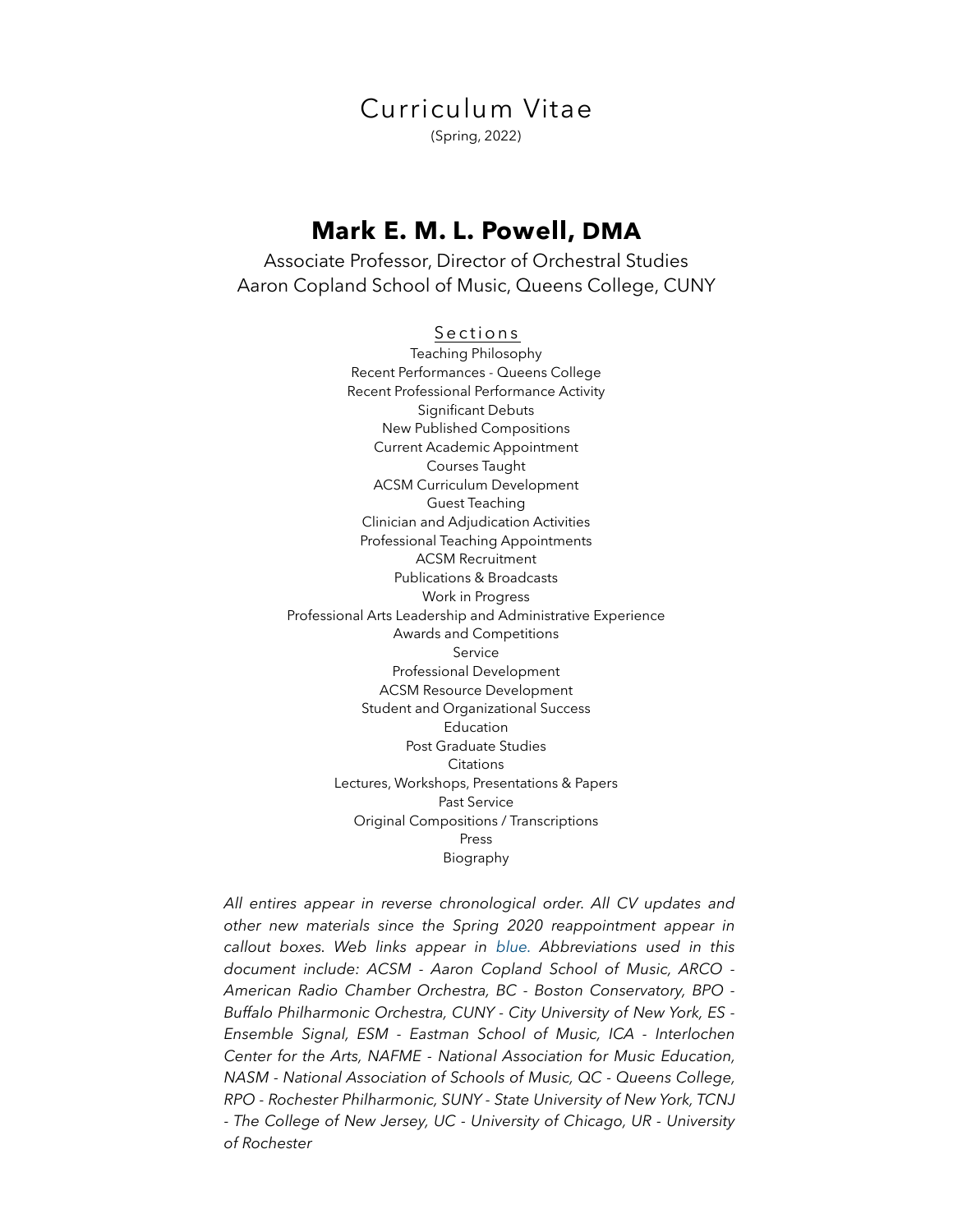# Curriculum Vitae

(Spring, 2022)

## Mark E. M. L. Powell, DMA

Associate Professor, Director of Orchestral Studies
Aaron Copland School of Music, Queens College, CUNY

### Sections

Teaching Philosophy
Recent Performances - Queens College
Recent Professional Performance Activity
Significant Debuts
New Published Compositions
Current Academic Appointment
Courses Taught
ACSM Curriculum Development
Guest Teaching
Clinician and Adjudication Activities
Professional Teaching Appointments
ACSM Recruitment
Publications & Broadcasts
Work in Progress
Professional Arts Leadership and Administrative Experience
Awards and Competitions
Service
Professional Development
ACSM Resource Development
Student and Organizational Success
Education
Post Graduate Studies
Citations
Lectures, Workshops, Presentations & Papers
Past Service
Original Compositions / Transcriptions
Press
Biography

*All entires appear in reverse chronological order. All CV updates and other new materials since the Spring 2020 reappointment appear in callout boxes. Web links appear in blue. Abbreviations used in this document include: ACSM - Aaron Copland School of Music, ARCO - American Radio Chamber Orchestra, BC - Boston Conservatory, BPO - Buffalo Philharmonic Orchestra, CUNY - City University of New York, ES - Ensemble Signal, ESM - Eastman School of Music, ICA - Interlochen Center for the Arts, NAFME - National Association for Music Education, NASM - National Association of Schools of Music, QC - Queens College, RPO - Rochester Philharmonic, SUNY - State University of New York, TCNJ - The College of New Jersey, UC - University of Chicago, UR - University of Rochester*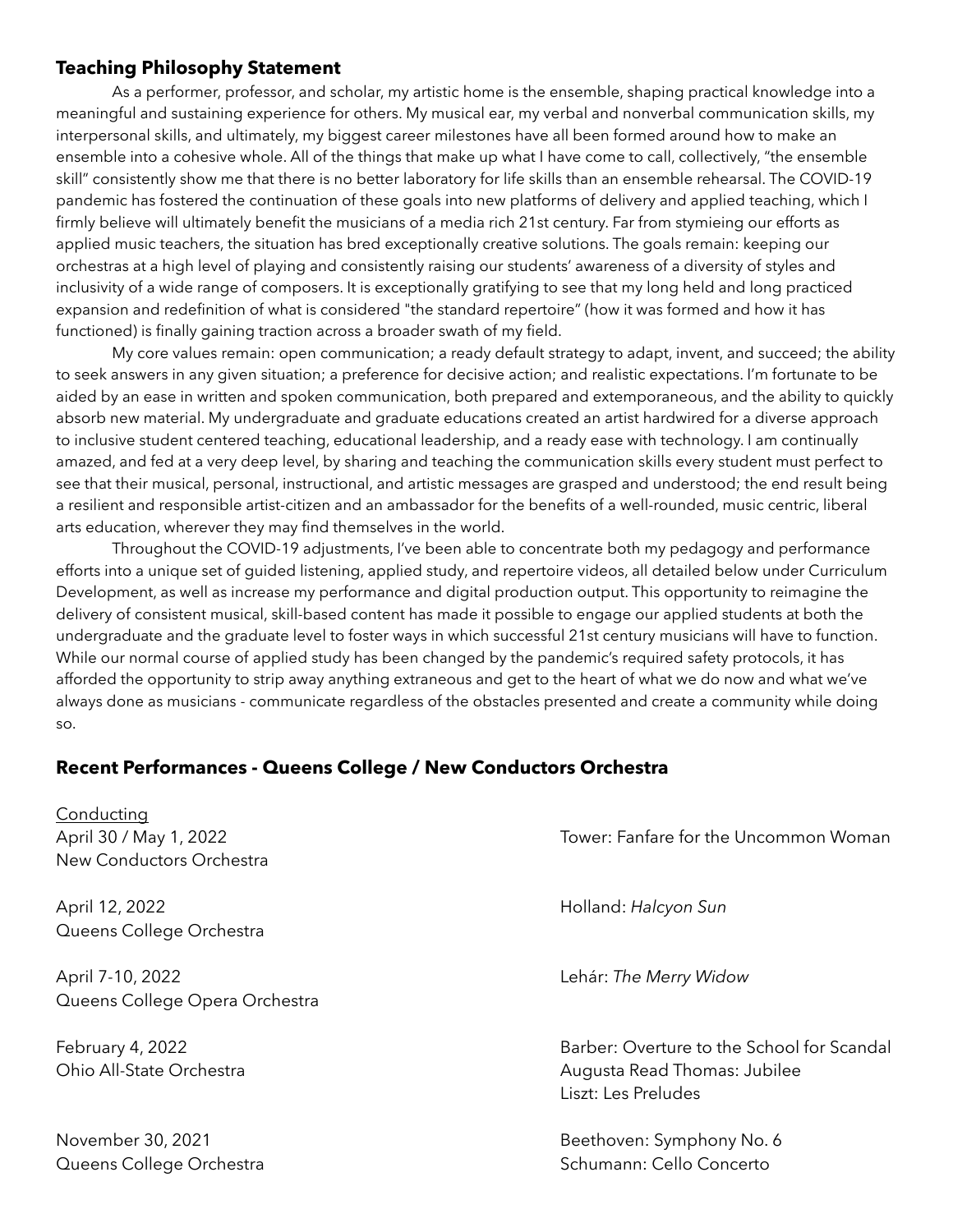## Teaching Philosophy Statement

As a performer, professor, and scholar, my artistic home is the ensemble, shaping practical knowledge into a meaningful and sustaining experience for others. My musical ear, my verbal and nonverbal communication skills, my interpersonal skills, and ultimately, my biggest career milestones have all been formed around how to make an ensemble into a cohesive whole. All of the things that make up what I have come to call, collectively, "the ensemble skill" consistently show me that there is no better laboratory for life skills than an ensemble rehearsal. The COVID-19 pandemic has fostered the continuation of these goals into new platforms of delivery and applied teaching, which I firmly believe will ultimately benefit the musicians of a media rich 21st century. Far from stymieing our efforts as applied music teachers, the situation has bred exceptionally creative solutions. The goals remain: keeping our orchestras at a high level of playing and consistently raising our students' awareness of a diversity of styles and inclusivity of a wide range of composers. It is exceptionally gratifying to see that my long held and long practiced expansion and redefinition of what is considered "the standard repertoire" (how it was formed and how it has functioned) is finally gaining traction across a broader swath of my field.

My core values remain: open communication; a ready default strategy to adapt, invent, and succeed; the ability to seek answers in any given situation; a preference for decisive action; and realistic expectations. I'm fortunate to be aided by an ease in written and spoken communication, both prepared and extemporaneous, and the ability to quickly absorb new material. My undergraduate and graduate educations created an artist hardwired for a diverse approach to inclusive student centered teaching, educational leadership, and a ready ease with technology. I am continually amazed, and fed at a very deep level, by sharing and teaching the communication skills every student must perfect to see that their musical, personal, instructional, and artistic messages are grasped and understood; the end result being a resilient and responsible artist-citizen and an ambassador for the benefits of a well-rounded, music centric, liberal arts education, wherever they may find themselves in the world.

Throughout the COVID-19 adjustments, I've been able to concentrate both my pedagogy and performance efforts into a unique set of guided listening, applied study, and repertoire videos, all detailed below under Curriculum Development, as well as increase my performance and digital production output. This opportunity to reimagine the delivery of consistent musical, skill-based content has made it possible to engage our applied students at both the undergraduate and the graduate level to foster ways in which successful 21st century musicians will have to function. While our normal course of applied study has been changed by the pandemic's required safety protocols, it has afforded the opportunity to strip away anything extraneous and get to the heart of what we do now and what we've always done as musicians - communicate regardless of the obstacles presented and create a community while doing so.

## Recent Performances - Queens College / New Conductors Orchestra

Conducting

April 30 / May 1, 2022
New Conductors Orchestra
Tower: Fanfare for the Uncommon Woman

April 12, 2022
Queens College Orchestra
Holland: *Halcyon Sun*

April 7-10, 2022
Queens College Opera Orchestra
Lehár: *The Merry Widow*

February 4, 2022
Ohio All-State Orchestra
Barber: Overture to the School for Scandal
Augusta Read Thomas: Jubilee
Liszt: Les Preludes

November 30, 2021
Queens College Orchestra
Beethoven: Symphony No. 6
Schumann: Cello Concerto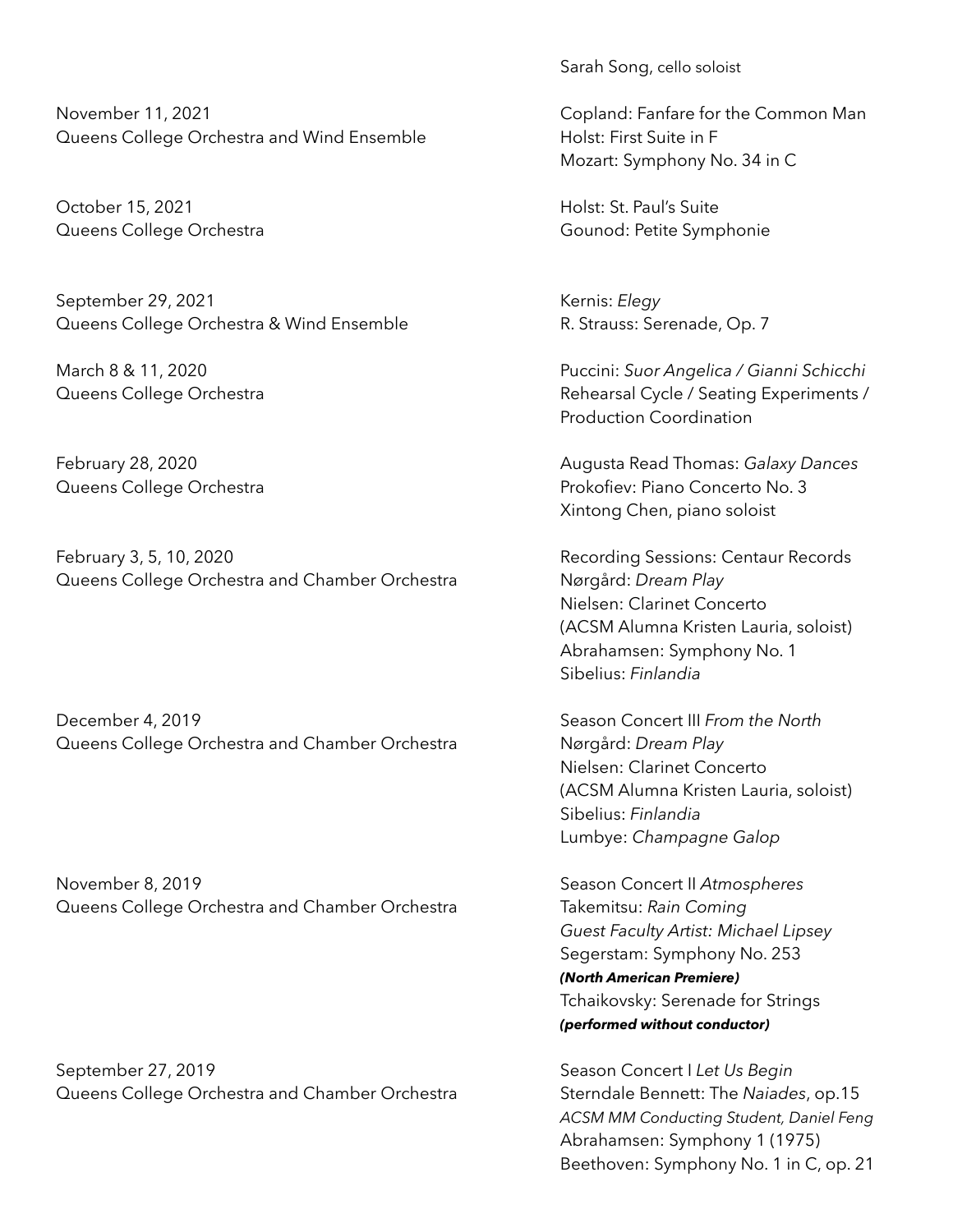Sarah Song, cello soloist

November 11, 2021
Queens College Orchestra and Wind Ensemble

Copland: Fanfare for the Common Man
Holst: First Suite in F
Mozart: Symphony No. 34 in C

October 15, 2021
Queens College Orchestra

Holst: St. Paul's Suite
Gounod: Petite Symphonie

September 29, 2021
Queens College Orchestra & Wind Ensemble

Kernis: *Elegy*
R. Strauss: Serenade, Op. 7

March 8 & 11, 2020
Queens College Orchestra

Puccini: *Suor Angelica / Gianni Schicchi*
Rehearsal Cycle / Seating Experiments / Production Coordination

February 28, 2020
Queens College Orchestra

Augusta Read Thomas: *Galaxy Dances*
Prokofiev: Piano Concerto No. 3
Xintong Chen, piano soloist

February 3, 5, 10, 2020
Queens College Orchestra and Chamber Orchestra

Recording Sessions: Centaur Records
Nørgård: *Dream Play*
Nielsen: Clarinet Concerto
(ACSM Alumna Kristen Lauria, soloist)
Abrahamsen: Symphony No. 1
Sibelius: *Finlandia*

December 4, 2019
Queens College Orchestra and Chamber Orchestra

Season Concert III *From the North*
Nørgård: *Dream Play*
Nielsen: Clarinet Concerto
(ACSM Alumna Kristen Lauria, soloist)
Sibelius: *Finlandia*
Lumbye: *Champagne Galop*

November 8, 2019
Queens College Orchestra and Chamber Orchestra

Season Concert II *Atmospheres*
Takemitsu: *Rain Coming*
*Guest Faculty Artist: Michael Lipsey*
Segerstam: Symphony No. 253
***(North American Premiere)***
Tchaikovsky: Serenade for Strings
***(performed without conductor)***

September 27, 2019
Queens College Orchestra and Chamber Orchestra

Season Concert I *Let Us Begin*
Sterndale Bennett: The *Naiades*, op.15
*ACSM MM Conducting Student, Daniel Feng*
Abrahamsen: Symphony 1 (1975)
Beethoven: Symphony No. 1 in C, op. 21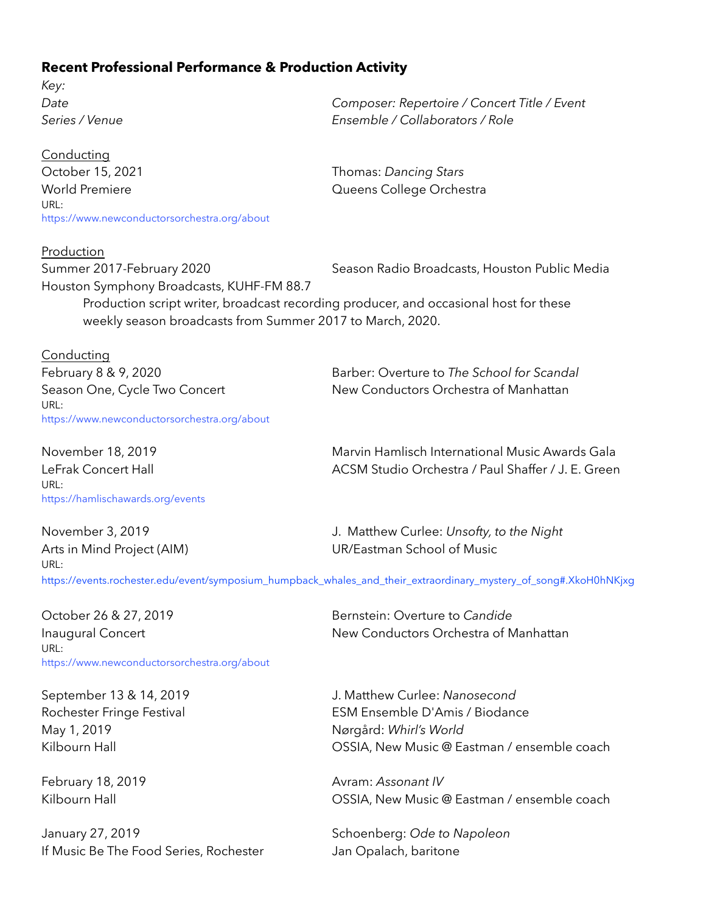**Recent Professional Performance & Production Activity**

*Key:*

| | |
|---|---|
| *Date* | *Composer: Repertoire / Concert Title / Event* |
| *Series / Venue* | *Ensemble / Collaborators / Role* |

<u>Conducting</u>

| | |
|---|---|
| October 15, 2021 | Thomas: *Dancing Stars* |
| World Premiere | Queens College Orchestra |

URL:
https://www.newconductorsorchestra.org/about

<u>Production</u>

| | |
|---|---|
| Summer 2017-February 2020 | Season Radio Broadcasts, Houston Public Media |
| Houston Symphony Broadcasts, KUHF-FM 88.7 | |

Production script writer, broadcast recording producer, and occasional host for these weekly season broadcasts from Summer 2017 to March, 2020.

<u>Conducting</u>

| | |
|---|---|
| February 8 & 9, 2020 | Barber: Overture to *The School for Scandal* |
| Season One, Cycle Two Concert | New Conductors Orchestra of Manhattan |

URL:
https://www.newconductorsorchestra.org/about

| | |
|---|---|
| November 18, 2019 | Marvin Hamlisch International Music Awards Gala |
| LeFrak Concert Hall | ACSM Studio Orchestra / Paul Shaffer / J. E. Green |

URL:
https://hamlischawards.org/events

| | |
|---|---|
| November 3, 2019 | J. Matthew Curlee: *Unsofty, to the Night* |
| Arts in Mind Project (AIM) | UR/Eastman School of Music |

URL:
https://events.rochester.edu/event/symposium_humpback_whales_and_their_extraordinary_mystery_of_song#.XkoH0hNKjxg

| | |
|---|---|
| October 26 & 27, 2019 | Bernstein: Overture to *Candide* |
| Inaugural Concert | New Conductors Orchestra of Manhattan |

URL:
https://www.newconductorsorchestra.org/about

| | |
|---|---|
| September 13 & 14, 2019 | J. Matthew Curlee: *Nanosecond* |
| Rochester Fringe Festival | ESM Ensemble D'Amis / Biodance |
| May 1, 2019 | Nørgård: *Whirl's World* |
| Kilbourn Hall | OSSIA, New Music @ Eastman / ensemble coach |

| | |
|---|---|
| February 18, 2019 | Avram: *Assonant IV* |
| Kilbourn Hall | OSSIA, New Music @ Eastman / ensemble coach |

| | |
|---|---|
| January 27, 2019 | Schoenberg: *Ode to Napoleon* |
| If Music Be The Food Series, Rochester | Jan Opalach, baritone |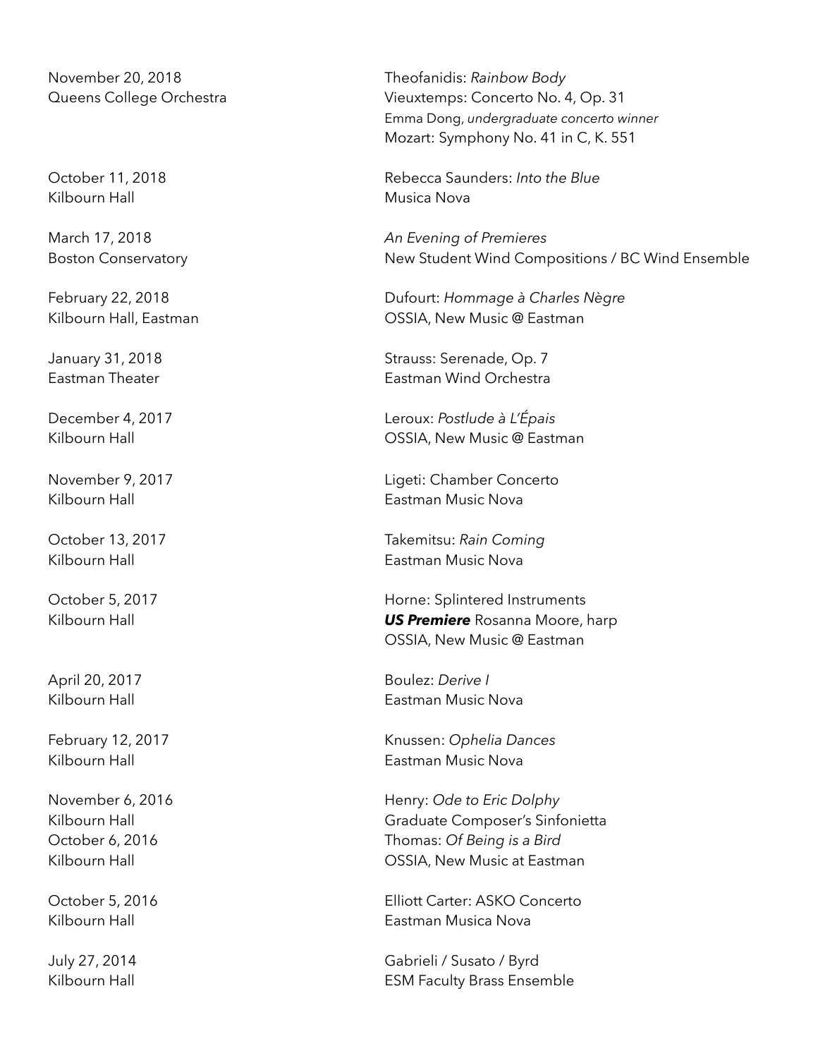November 20, 2018
Queens College Orchestra

Theofanidis: *Rainbow Body*
Vieuxtemps: Concerto No. 4, Op. 31
Emma Dong, *undergraduate concerto winner*
Mozart: Symphony No. 41 in C, K. 551

October 11, 2018
Kilbourn Hall

Rebecca Saunders: *Into the Blue*
Musica Nova

March 17, 2018
Boston Conservatory

*An Evening of Premieres*
New Student Wind Compositions / BC Wind Ensemble

February 22, 2018
Kilbourn Hall, Eastman

Dufourt: *Hommage à Charles Nègre*
OSSIA, New Music @ Eastman

January 31, 2018
Eastman Theater

Strauss: Serenade, Op. 7
Eastman Wind Orchestra

December 4, 2017
Kilbourn Hall

Leroux: *Postlude à L'Épais*
OSSIA, New Music @ Eastman

November 9, 2017
Kilbourn Hall

Ligeti: Chamber Concerto
Eastman Music Nova

October 13, 2017
Kilbourn Hall

Takemitsu: *Rain Coming*
Eastman Music Nova

October 5, 2017
Kilbourn Hall

Horne: Splintered Instruments
***US Premiere*** Rosanna Moore, harp
OSSIA, New Music @ Eastman

April 20, 2017
Kilbourn Hall

Boulez: *Derive I*
Eastman Music Nova

February 12, 2017
Kilbourn Hall

Knussen: *Ophelia Dances*
Eastman Music Nova

November 6, 2016
Kilbourn Hall

Henry: *Ode to Eric Dolphy*
Graduate Composer's Sinfonietta

October 6, 2016
Kilbourn Hall

Thomas: *Of Being is a Bird*
OSSIA, New Music at Eastman

October 5, 2016
Kilbourn Hall

Elliott Carter: ASKO Concerto
Eastman Musica Nova

July 27, 2014
Kilbourn Hall

Gabrieli / Susato / Byrd
ESM Faculty Brass Ensemble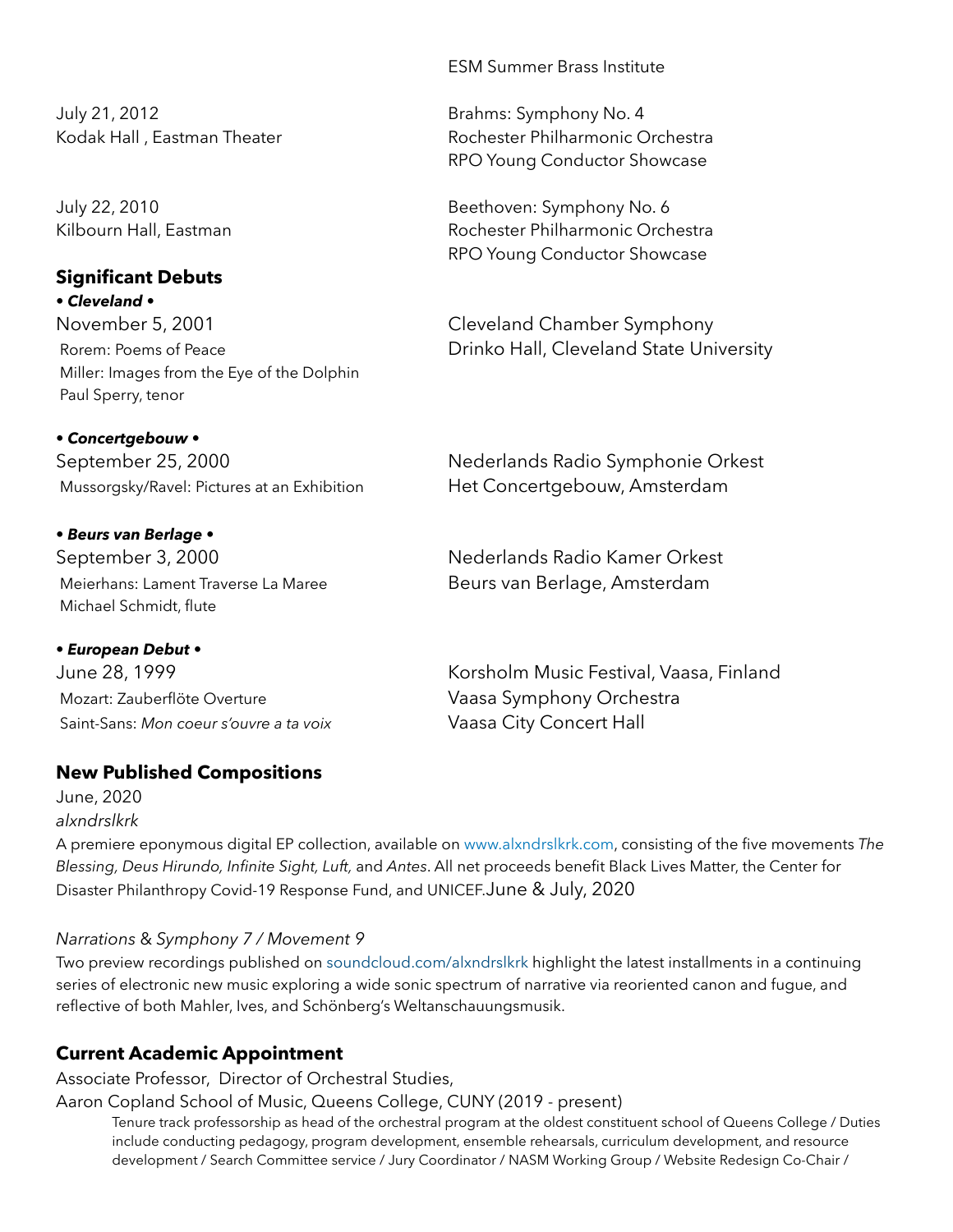ESM Summer Brass Institute

July 21, 2012
Kodak Hall , Eastman Theater

Brahms: Symphony No. 4
Rochester Philharmonic Orchestra
RPO Young Conductor Showcase

July 22, 2010
Kilbourn Hall, Eastman

Beethoven: Symphony No. 6
Rochester Philharmonic Orchestra
RPO Young Conductor Showcase

## Significant Debuts

***• Cleveland •***

November 5, 2001
Rorem: Poems of Peace
Miller: Images from the Eye of the Dolphin
Paul Sperry, tenor

Cleveland Chamber Symphony
Drinko Hall, Cleveland State University

***• Concertgebouw •***

September 25, 2000
Mussorgsky/Ravel: Pictures at an Exhibition

Nederlands Radio Symphonie Orkest
Het Concertgebouw, Amsterdam

***• Beurs van Berlage •***

September 3, 2000
Meierhans: Lament Traverse La Maree
Michael Schmidt, flute

Nederlands Radio Kamer Orkest
Beurs van Berlage, Amsterdam

***• European Debut •***

June 28, 1999
Mozart: Zauberflöte Overture
Saint-Sans: *Mon coeur s'ouvre a ta voix*

Korsholm Music Festival, Vaasa, Finland
Vaasa Symphony Orchestra
Vaasa City Concert Hall

## New Published Compositions

June, 2020
*alxndrslkrk*
A premiere eponymous digital EP collection, available on www.alxndrslkrk.com, consisting of the five movements *The Blessing, Deus Hirundo, Infinite Sight, Luft,* and *Antes*. All net proceeds benefit Black Lives Matter, the Center for Disaster Philanthropy Covid-19 Response Fund, and UNICEF.

June & July, 2020

*Narrations & Symphony 7 / Movement 9*
Two preview recordings published on soundcloud.com/alxndrslkrk highlight the latest installments in a continuing series of electronic new music exploring a wide sonic spectrum of narrative via reoriented canon and fugue, and reflective of both Mahler, Ives, and Schönberg's Weltanschauungsmusik.

## Current Academic Appointment

Associate Professor, Director of Orchestral Studies,
Aaron Copland School of Music, Queens College, CUNY (2019 - present)

Tenure track professorship as head of the orchestral program at the oldest constituent school of Queens College / Duties include conducting pedagogy, program development, ensemble rehearsals, curriculum development, and resource development / Search Committee service / Jury Coordinator / NASM Working Group / Website Redesign Co-Chair /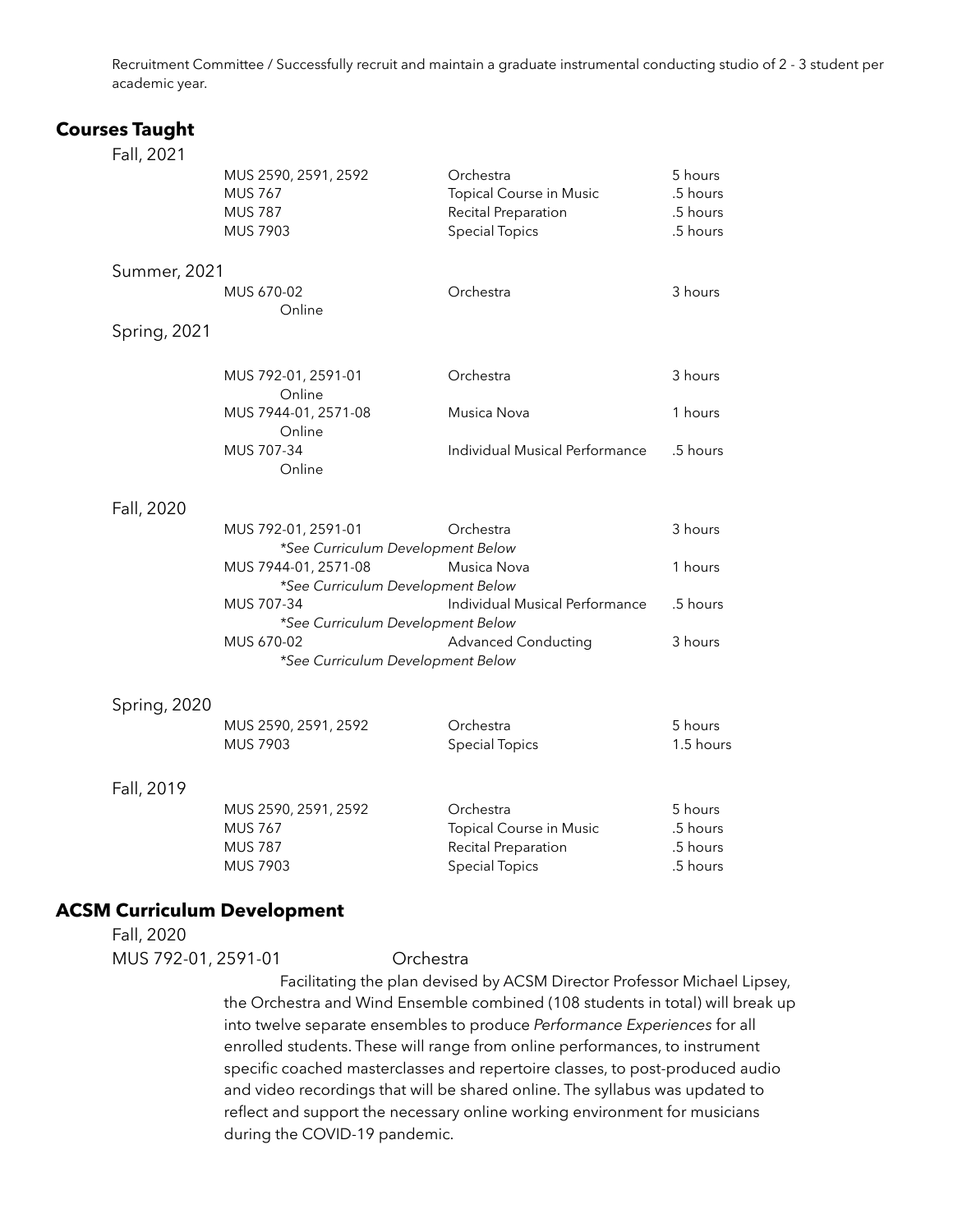Recruitment Committee / Successfully recruit and maintain a graduate instrumental conducting studio of 2 - 3 student per academic year.

## Courses Taught

Fall, 2021

| | | |
|---|---|---|
| MUS 2590, 2591, 2592 | Orchestra | 5 hours |
| MUS 767 | Topical Course in Music | .5 hours |
| MUS 787 | Recital Preparation | .5 hours |
| MUS 7903 | Special Topics | .5 hours |

Summer, 2021

| | | |
|---|---|---|
| MUS 670-02 Online | Orchestra | 3 hours |

Spring, 2021

| | | |
|---|---|---|
| MUS 792-01, 2591-01 Online | Orchestra | 3 hours |
| MUS 7944-01, 2571-08 Online | Musica Nova | 1 hours |
| MUS 707-34 Online | Individual Musical Performance | .5 hours |

Fall, 2020

| | | |
|---|---|---|
| MUS 792-01, 2591-01 *\*See Curriculum Development Below* | Orchestra | 3 hours |
| MUS 7944-01, 2571-08 *\*See Curriculum Development Below* | Musica Nova | 1 hours |
| MUS 707-34 *\*See Curriculum Development Below* | Individual Musical Performance | .5 hours |
| MUS 670-02 *\*See Curriculum Development Below* | Advanced Conducting | 3 hours |

Spring, 2020

| | | |
|---|---|---|
| MUS 2590, 2591, 2592 | Orchestra | 5 hours |
| MUS 7903 | Special Topics | 1.5 hours |

Fall, 2019

| | | |
|---|---|---|
| MUS 2590, 2591, 2592 | Orchestra | 5 hours |
| MUS 767 | Topical Course in Music | .5 hours |
| MUS 787 | Recital Preparation | .5 hours |
| MUS 7903 | Special Topics | .5 hours |

## ACSM Curriculum Development

Fall, 2020

MUS 792-01, 2591-01 Orchestra

Facilitating the plan devised by ACSM Director Professor Michael Lipsey, the Orchestra and Wind Ensemble combined (108 students in total) will break up into twelve separate ensembles to produce *Performance Experiences* for all enrolled students. These will range from online performances, to instrument specific coached masterclasses and repertoire classes, to post-produced audio and video recordings that will be shared online. The syllabus was updated to reflect and support the necessary online working environment for musicians during the COVID-19 pandemic.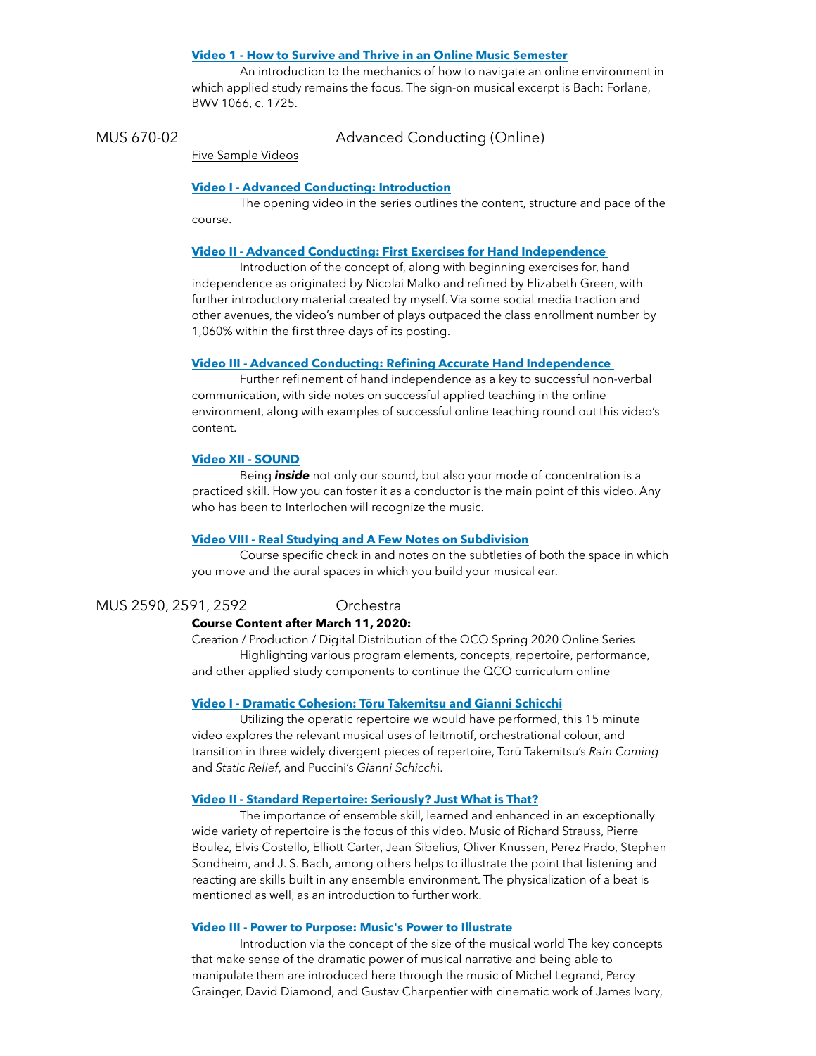**Video 1 - How to Survive and Thrive in an Online Music Semester**

An introduction to the mechanics of how to navigate an online environment in which applied study remains the focus. The sign-on musical excerpt is Bach: Forlane, BWV 1066, c. 1725.

## MUS 670-02 Advanced Conducting (Online)

Five Sample Videos

**Video I - Advanced Conducting: Introduction**

The opening video in the series outlines the content, structure and pace of the course.

**Video II - Advanced Conducting: First Exercises for Hand Independence**

Introduction of the concept of, along with beginning exercises for, hand independence as originated by Nicolai Malko and refined by Elizabeth Green, with further introductory material created by myself. Via some social media traction and other avenues, the video's number of plays outpaced the class enrollment number by 1,060% within the first three days of its posting.

**Video III - Advanced Conducting: Refining Accurate Hand Independence**

Further refinement of hand independence as a key to successful non-verbal communication, with side notes on successful applied teaching in the online environment, along with examples of successful online teaching round out this video's content.

**Video XII - SOUND**

Being ***inside*** not only our sound, but also your mode of concentration is a practiced skill. How you can foster it as a conductor is the main point of this video. Any who has been to Interlochen will recognize the music.

**Video VIII - Real Studying and A Few Notes on Subdivision**

Course specific check in and notes on the subtleties of both the space in which you move and the aural spaces in which you build your musical ear.

## MUS 2590, 2591, 2592 Orchestra

**Course Content after March 11, 2020:**

Creation / Production / Digital Distribution of the QCO Spring 2020 Online Series

Highlighting various program elements, concepts, repertoire, performance, and other applied study components to continue the QCO curriculum online

**Video I - Dramatic Cohesion: Tōru Takemitsu and Gianni Schicchi**

Utilizing the operatic repertoire we would have performed, this 15 minute video explores the relevant musical uses of leitmotif, orchestrational colour, and transition in three widely divergent pieces of repertoire, Torū Takemitsu's *Rain Coming* and *Static Relief*, and Puccini's *Gianni Schicchi*.

**Video II - Standard Repertoire: Seriously? Just What is That?**

The importance of ensemble skill, learned and enhanced in an exceptionally wide variety of repertoire is the focus of this video. Music of Richard Strauss, Pierre Boulez, Elvis Costello, Elliott Carter, Jean Sibelius, Oliver Knussen, Perez Prado, Stephen Sondheim, and J. S. Bach, among others helps to illustrate the point that listening and reacting are skills built in any ensemble environment. The physicalization of a beat is mentioned as well, as an introduction to further work.

**Video III - Power to Purpose: Music's Power to Illustrate**

Introduction via the concept of the size of the musical world The key concepts that make sense of the dramatic power of musical narrative and being able to manipulate them are introduced here through the music of Michel Legrand, Percy Grainger, David Diamond, and Gustav Charpentier with cinematic work of James Ivory,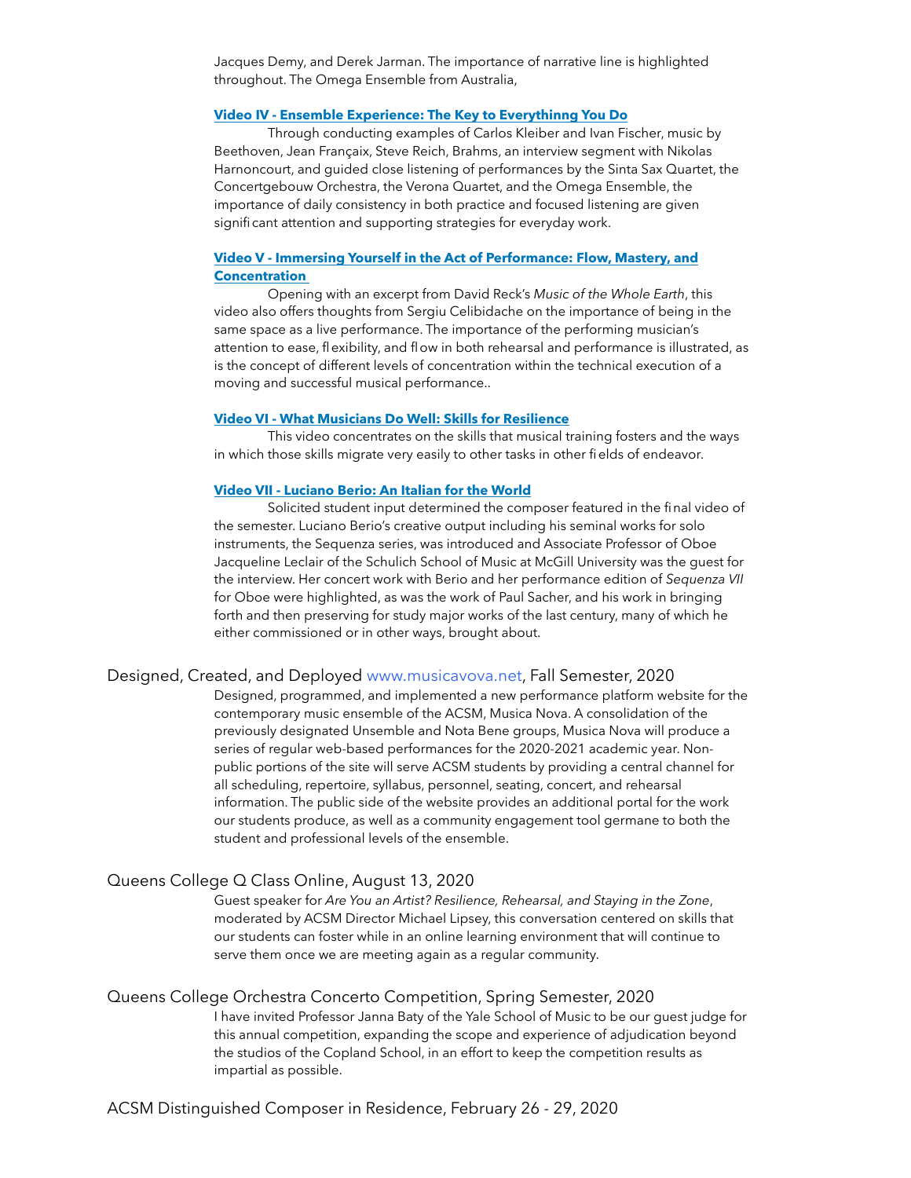Jacques Demy, and Derek Jarman. The importance of narrative line is highlighted throughout. The Omega Ensemble from Australia,

**Video IV - Ensemble Experience: The Key to Everythinng You Do**

Through conducting examples of Carlos Kleiber and Ivan Fischer, music by Beethoven, Jean Françaix, Steve Reich, Brahms, an interview segment with Nikolas Harnoncourt, and guided close listening of performances by the Sinta Sax Quartet, the Concertgebouw Orchestra, the Verona Quartet, and the Omega Ensemble, the importance of daily consistency in both practice and focused listening are given significant attention and supporting strategies for everyday work.

**Video V - Immersing Yourself in the Act of Performance: Flow, Mastery, and Concentration**

Opening with an excerpt from David Reck's *Music of the Whole Earth*, this video also offers thoughts from Sergiu Celibidache on the importance of being in the same space as a live performance. The importance of the performing musician's attention to ease, flexibility, and flow in both rehearsal and performance is illustrated, as is the concept of different levels of concentration within the technical execution of a moving and successful musical performance..

**Video VI - What Musicians Do Well: Skills for Resilience**

This video concentrates on the skills that musical training fosters and the ways in which those skills migrate very easily to other tasks in other fields of endeavor.

**Video VII - Luciano Berio: An Italian for the World**

Solicited student input determined the composer featured in the final video of the semester. Luciano Berio's creative output including his seminal works for solo instruments, the Sequenza series, was introduced and Associate Professor of Oboe Jacqueline Leclair of the Schulich School of Music at McGill University was the guest for the interview. Her concert work with Berio and her performance edition of *Sequenza VII* for Oboe were highlighted, as was the work of Paul Sacher, and his work in bringing forth and then preserving for study major works of the last century, many of which he either commissioned or in other ways, brought about.

## Designed, Created, and Deployed www.musicavova.net, Fall Semester, 2020

Designed, programmed, and implemented a new performance platform website for the contemporary music ensemble of the ACSM, Musica Nova. A consolidation of the previously designated Unsemble and Nota Bene groups, Musica Nova will produce a series of regular web-based performances for the 2020-2021 academic year. Non-public portions of the site will serve ACSM students by providing a central channel for all scheduling, repertoire, syllabus, personnel, seating, concert, and rehearsal information. The public side of the website provides an additional portal for the work our students produce, as well as a community engagement tool germane to both the student and professional levels of the ensemble.

## Queens College Q Class Online, August 13, 2020

Guest speaker for *Are You an Artist? Resilience, Rehearsal, and Staying in the Zone*, moderated by ACSM Director Michael Lipsey, this conversation centered on skills that our students can foster while in an online learning environment that will continue to serve them once we are meeting again as a regular community.

## Queens College Orchestra Concerto Competition, Spring Semester, 2020

I have invited Professor Janna Baty of the Yale School of Music to be our guest judge for this annual competition, expanding the scope and experience of adjudication beyond the studios of the Copland School, in an effort to keep the competition results as impartial as possible.

## ACSM Distinguished Composer in Residence, February 26 - 29, 2020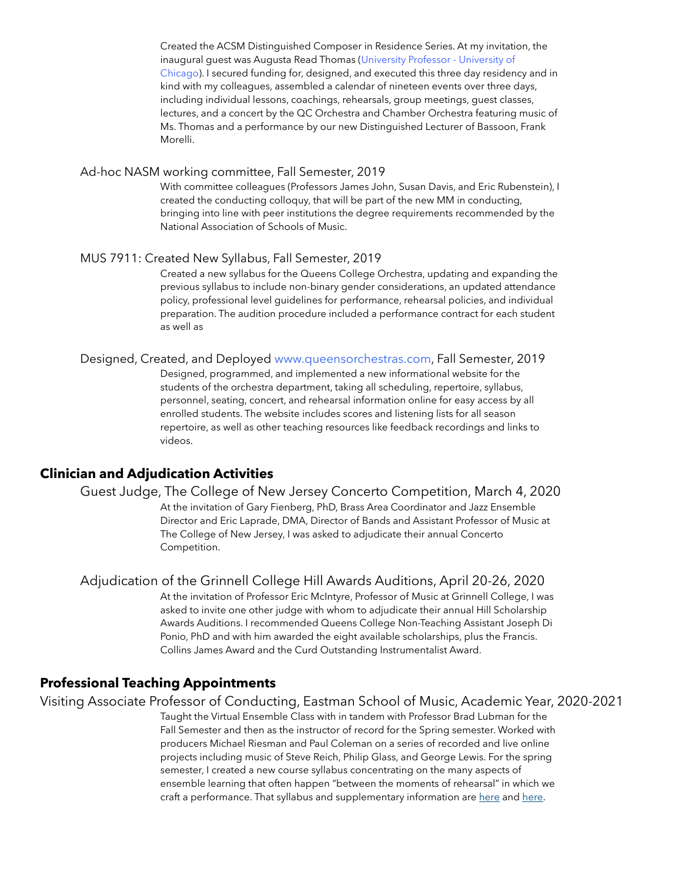Created the ACSM Distinguished Composer in Residence Series. At my invitation, the inaugural guest was Augusta Read Thomas (University Professor - University of Chicago). I secured funding for, designed, and executed this three day residency and in kind with my colleagues, assembled a calendar of nineteen events over three days, including individual lessons, coachings, rehearsals, group meetings, guest classes, lectures, and a concert by the QC Orchestra and Chamber Orchestra featuring music of Ms. Thomas and a performance by our new Distinguished Lecturer of Bassoon, Frank Morelli.

Ad-hoc NASM working committee, Fall Semester, 2019

With committee colleagues (Professors James John, Susan Davis, and Eric Rubenstein), I created the conducting colloquy, that will be part of the new MM in conducting, bringing into line with peer institutions the degree requirements recommended by the National Association of Schools of Music.

MUS 7911: Created New Syllabus, Fall Semester, 2019

Created a new syllabus for the Queens College Orchestra, updating and expanding the previous syllabus to include non-binary gender considerations, an updated attendance policy, professional level guidelines for performance, rehearsal policies, and individual preparation. The audition procedure included a performance contract for each student as well as

Designed, Created, and Deployed www.queensorchestras.com, Fall Semester, 2019

Designed, programmed, and implemented a new informational website for the students of the orchestra department, taking all scheduling, repertoire, syllabus, personnel, seating, concert, and rehearsal information online for easy access by all enrolled students. The website includes scores and listening lists for all season repertoire, as well as other teaching resources like feedback recordings and links to videos.

## Clinician and Adjudication Activities

Guest Judge, The College of New Jersey Concerto Competition, March 4, 2020

At the invitation of Gary Fienberg, PhD, Brass Area Coordinator and Jazz Ensemble Director and Eric Laprade, DMA, Director of Bands and Assistant Professor of Music at The College of New Jersey, I was asked to adjudicate their annual Concerto Competition.

Adjudication of the Grinnell College Hill Awards Auditions, April 20-26, 2020

At the invitation of Professor Eric McIntyre, Professor of Music at Grinnell College, I was asked to invite one other judge with whom to adjudicate their annual Hill Scholarship Awards Auditions. I recommended Queens College Non-Teaching Assistant Joseph Di Ponio, PhD and with him awarded the eight available scholarships, plus the Francis. Collins James Award and the Curd Outstanding Instrumentalist Award.

## Professional Teaching Appointments

Visiting Associate Professor of Conducting, Eastman School of Music, Academic Year, 2020-2021

Taught the Virtual Ensemble Class with in tandem with Professor Brad Lubman for the Fall Semester and then as the instructor of record for the Spring semester. Worked with producers Michael Riesman and Paul Coleman on a series of recorded and live online projects including music of Steve Reich, Philip Glass, and George Lewis. For the spring semester, I created a new course syllabus concentrating on the many aspects of ensemble learning that often happen "between the moments of rehearsal" in which we craft a performance. That syllabus and supplementary information are here and here.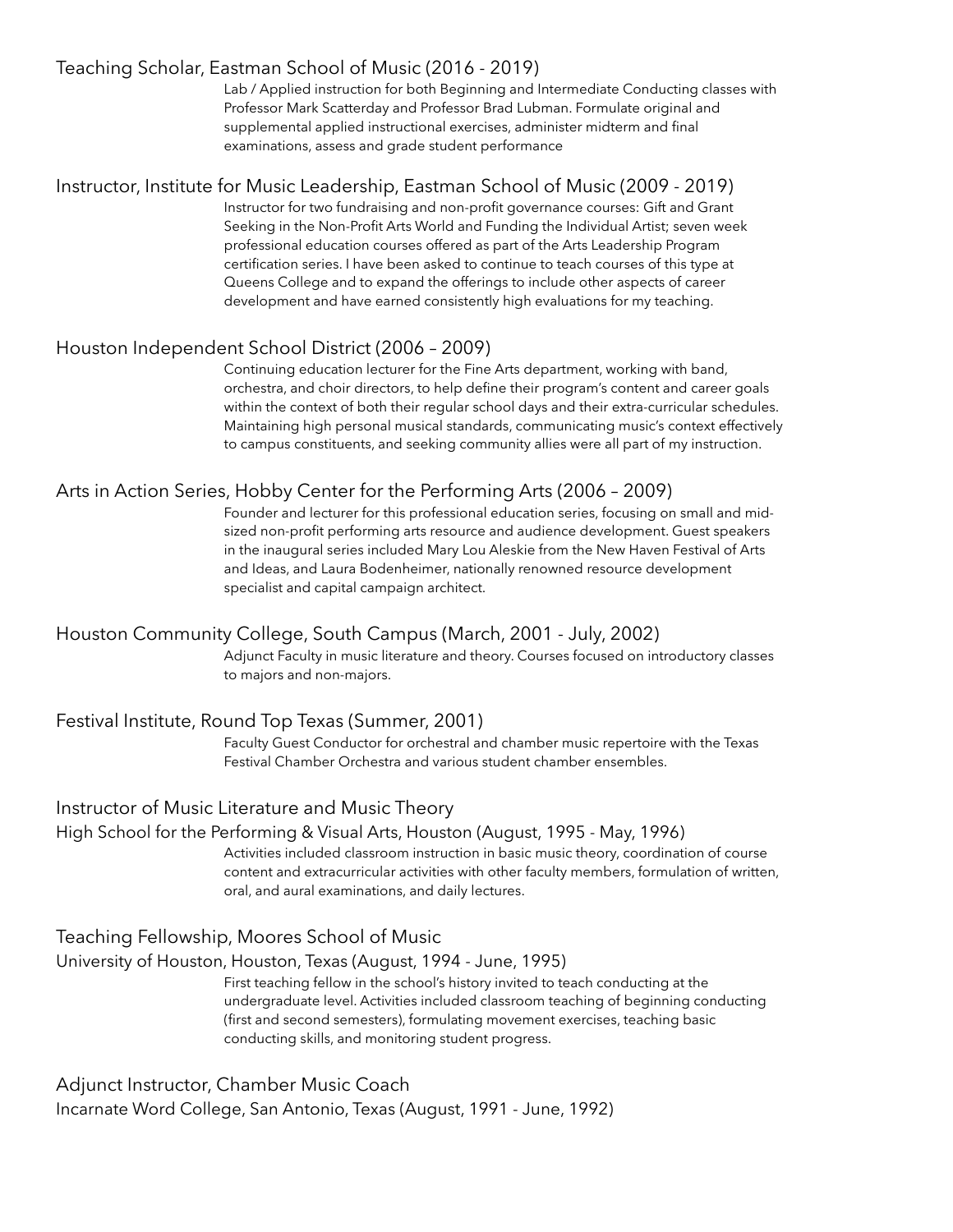Teaching Scholar, Eastman School of Music (2016 - 2019)

Lab / Applied instruction for both Beginning and Intermediate Conducting classes with Professor Mark Scatterday and Professor Brad Lubman. Formulate original and supplemental applied instructional exercises, administer midterm and final examinations, assess and grade student performance

Instructor, Institute for Music Leadership, Eastman School of Music (2009 - 2019)

Instructor for two fundraising and non-profit governance courses: Gift and Grant Seeking in the Non-Profit Arts World and Funding the Individual Artist; seven week professional education courses offered as part of the Arts Leadership Program certification series. I have been asked to continue to teach courses of this type at Queens College and to expand the offerings to include other aspects of career development and have earned consistently high evaluations for my teaching.

Houston Independent School District (2006 – 2009)

Continuing education lecturer for the Fine Arts department, working with band, orchestra, and choir directors, to help define their program's content and career goals within the context of both their regular school days and their extra-curricular schedules. Maintaining high personal musical standards, communicating music's context effectively to campus constituents, and seeking community allies were all part of my instruction.

Arts in Action Series, Hobby Center for the Performing Arts (2006 – 2009)

Founder and lecturer for this professional education series, focusing on small and mid-sized non-profit performing arts resource and audience development. Guest speakers in the inaugural series included Mary Lou Aleskie from the New Haven Festival of Arts and Ideas, and Laura Bodenheimer, nationally renowned resource development specialist and capital campaign architect.

Houston Community College, South Campus (March, 2001 - July, 2002)

Adjunct Faculty in music literature and theory. Courses focused on introductory classes to majors and non-majors.

Festival Institute, Round Top Texas (Summer, 2001)

Faculty Guest Conductor for orchestral and chamber music repertoire with the Texas Festival Chamber Orchestra and various student chamber ensembles.

Instructor of Music Literature and Music Theory
High School for the Performing & Visual Arts, Houston (August, 1995 - May, 1996)

Activities included classroom instruction in basic music theory, coordination of course content and extracurricular activities with other faculty members, formulation of written, oral, and aural examinations, and daily lectures.

Teaching Fellowship, Moores School of Music
University of Houston, Houston, Texas (August, 1994 - June, 1995)

First teaching fellow in the school's history invited to teach conducting at the undergraduate level. Activities included classroom teaching of beginning conducting (first and second semesters), formulating movement exercises, teaching basic conducting skills, and monitoring student progress.

Adjunct Instructor, Chamber Music Coach
Incarnate Word College, San Antonio, Texas (August, 1991 - June, 1992)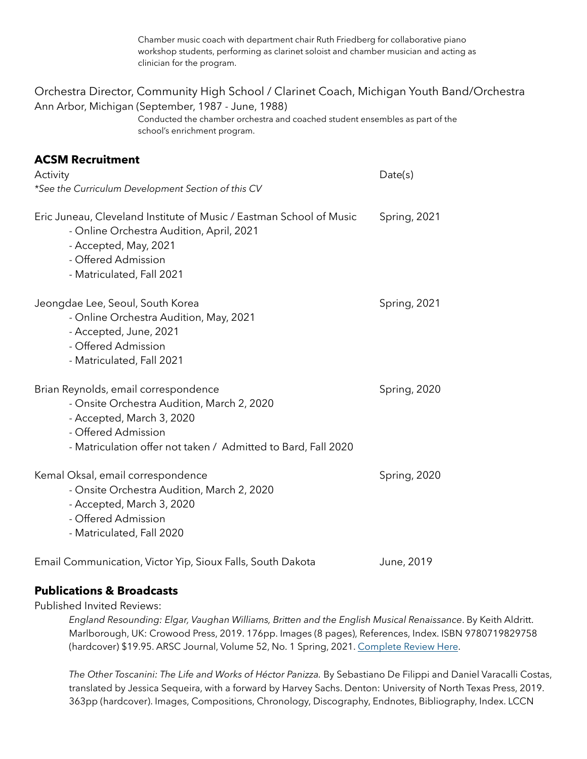Chamber music coach with department chair Ruth Friedberg for collaborative piano workshop students, performing as clarinet soloist and chamber musician and acting as clinician for the program.

Orchestra Director, Community High School / Clarinet Coach, Michigan Youth Band/Orchestra
Ann Arbor, Michigan (September, 1987 - June, 1988)

Conducted the chamber orchestra and coached student ensembles as part of the school's enrichment program.

## ACSM Recruitment

| Activity | Date(s) |
|---|---|
| *\*See the Curriculum Development Section of this CV* | |
| Eric Juneau, Cleveland Institute of Music / Eastman School of Music<br>- Online Orchestra Audition, April, 2021<br>- Accepted, May, 2021<br>- Offered Admission<br>- Matriculated, Fall 2021 | Spring, 2021 |
| Jeongdae Lee, Seoul, South Korea<br>- Online Orchestra Audition, May, 2021<br>- Accepted, June, 2021<br>- Offered Admission<br>- Matriculated, Fall 2021 | Spring, 2021 |
| Brian Reynolds, email correspondence<br>- Onsite Orchestra Audition, March 2, 2020<br>- Accepted, March 3, 2020<br>- Offered Admission<br>- Matriculation offer not taken / Admitted to Bard, Fall 2020 | Spring, 2020 |
| Kemal Oksal, email correspondence<br>- Onsite Orchestra Audition, March 2, 2020<br>- Accepted, March 3, 2020<br>- Offered Admission<br>- Matriculated, Fall 2020 | Spring, 2020 |
| Email Communication, Victor Yip, Sioux Falls, South Dakota | June, 2019 |

## Publications & Broadcasts

Published Invited Reviews:

*England Resounding: Elgar, Vaughan Williams, Britten and the English Musical Renaissance*. By Keith Aldritt. Marlborough, UK: Crowood Press, 2019. 176pp. Images (8 pages), References, Index. ISBN 9780719829758 (hardcover) $19.95. ARSC Journal, Volume 52, No. 1 Spring, 2021. Complete Review Here.

*The Other Toscanini: The Life and Works of Héctor Panizza.* By Sebastiano De Filippi and Daniel Varacalli Costas, translated by Jessica Sequeira, with a forward by Harvey Sachs. Denton: University of North Texas Press, 2019. 363pp (hardcover). Images, Compositions, Chronology, Discography, Endnotes, Bibliography, Index. LCCN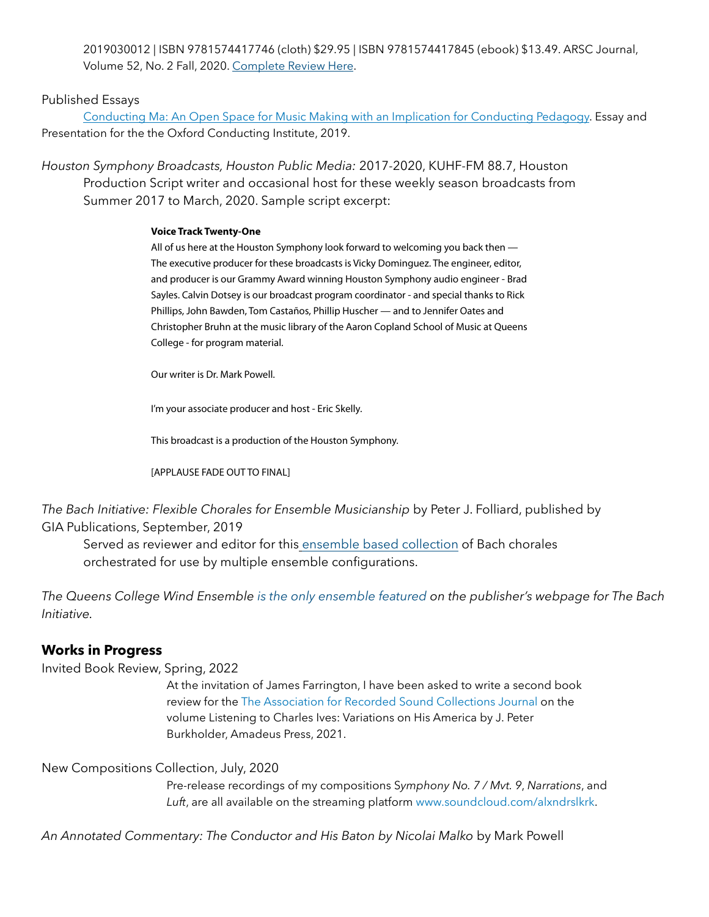2019030012 | ISBN 9781574417746 (cloth) $29.95 | ISBN 9781574417845 (ebook) $13.49. ARSC Journal, Volume 52, No. 2 Fall, 2020. Complete Review Here.

Published Essays

Conducting Ma: An Open Space for Music Making with an Implication for Conducting Pedagogy. Essay and Presentation for the the Oxford Conducting Institute, 2019.

*Houston Symphony Broadcasts, Houston Public Media:* 2017-2020, KUHF-FM 88.7, Houston

Production Script writer and occasional host for these weekly season broadcasts from Summer 2017 to March, 2020. Sample script excerpt:

> **Voice Track Twenty-One**
>
> All of us here at the Houston Symphony look forward to welcoming you back then — The executive producer for these broadcasts is Vicky Dominguez. The engineer, editor, and producer is our Grammy Award winning Houston Symphony audio engineer - Brad Sayles. Calvin Dotsey is our broadcast program coordinator - and special thanks to Rick Phillips, John Bawden, Tom Castaños, Phillip Huscher — and to Jennifer Oates and Christopher Bruhn at the music library of the Aaron Copland School of Music at Queens College - for program material.
>
> Our writer is Dr. Mark Powell.
>
> I'm your associate producer and host - Eric Skelly.
>
> This broadcast is a production of the Houston Symphony.
>
> [APPLAUSE FADE OUT TO FINAL]

*The Bach Initiative: Flexible Chorales for Ensemble Musicianship* by Peter J. Folliard, published by GIA Publications, September, 2019

Served as reviewer and editor for this ensemble based collection of Bach chorales orchestrated for use by multiple ensemble configurations.

*The Queens College Wind Ensemble is the only ensemble featured on the publisher's webpage for The Bach Initiative.*

## Works in Progress

Invited Book Review, Spring, 2022

At the invitation of James Farrington, I have been asked to write a second book review for the The Association for Recorded Sound Collections Journal on the volume Listening to Charles Ives: Variations on His America by J. Peter Burkholder, Amadeus Press, 2021.

New Compositions Collection, July, 2020

Pre-release recordings of my compositions *Symphony No. 7 / Mvt. 9*, *Narrations*, and *Luft*, are all available on the streaming platform www.soundcloud.com/alxndrslkrk.

*An Annotated Commentary: The Conductor and His Baton by Nicolai Malko* by Mark Powell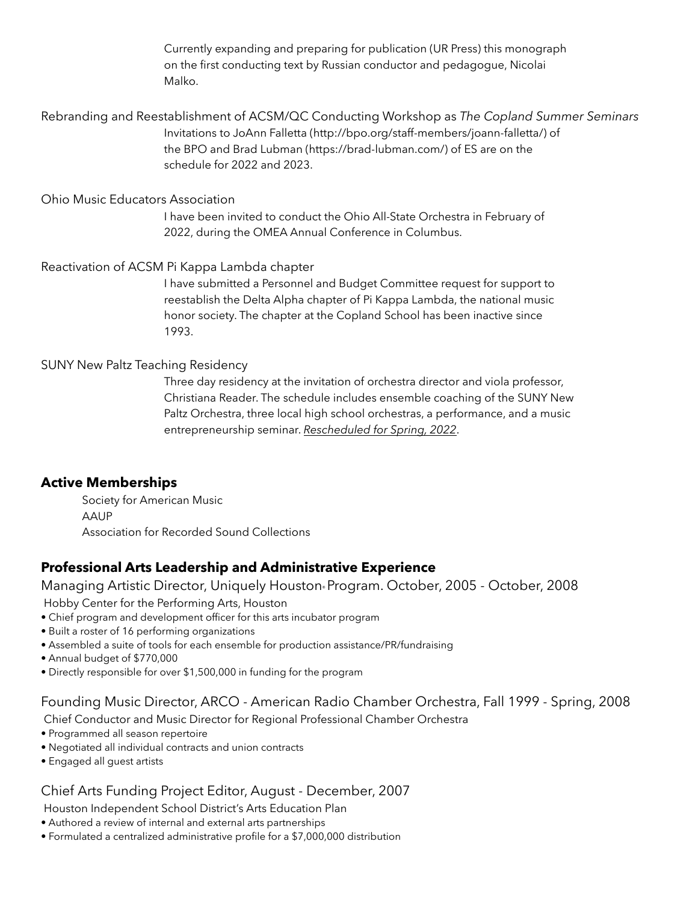Currently expanding and preparing for publication (UR Press) this monograph on the first conducting text by Russian conductor and pedagogue, Nicolai Malko.

Rebranding and Reestablishment of ACSM/QC Conducting Workshop as *The Copland Summer Seminars*

Invitations to JoAnn Falletta (http://bpo.org/staff-members/joann-falletta/) of the BPO and Brad Lubman (https://brad-lubman.com/) of ES are on the schedule for 2022 and 2023.

Ohio Music Educators Association

I have been invited to conduct the Ohio All-State Orchestra in February of 2022, during the OMEA Annual Conference in Columbus.

Reactivation of ACSM Pi Kappa Lambda chapter

I have submitted a Personnel and Budget Committee request for support to reestablish the Delta Alpha chapter of Pi Kappa Lambda, the national music honor society. The chapter at the Copland School has been inactive since 1993.

SUNY New Paltz Teaching Residency

Three day residency at the invitation of orchestra director and viola professor, Christiana Reader. The schedule includes ensemble coaching of the SUNY New Paltz Orchestra, three local high school orchestras, a performance, and a music entrepreneurship seminar. *Rescheduled for Spring, 2022*.

## Active Memberships

Society for American Music
AAUP
Association for Recorded Sound Collections

## Professional Arts Leadership and Administrative Experience

Managing Artistic Director, Uniquely Houston® Program. October, 2005 - October, 2008

Hobby Center for the Performing Arts, Houston

- Chief program and development officer for this arts incubator program
- Built a roster of 16 performing organizations
- Assembled a suite of tools for each ensemble for production assistance/PR/fundraising
- Annual budget of $770,000
- Directly responsible for over $1,500,000 in funding for the program

Founding Music Director, ARCO - American Radio Chamber Orchestra, Fall 1999 - Spring, 2008

Chief Conductor and Music Director for Regional Professional Chamber Orchestra

- Programmed all season repertoire
- Negotiated all individual contracts and union contracts
- Engaged all guest artists

Chief Arts Funding Project Editor, August - December, 2007

Houston Independent School District's Arts Education Plan

- Authored a review of internal and external arts partnerships
- Formulated a centralized administrative profile for a $7,000,000 distribution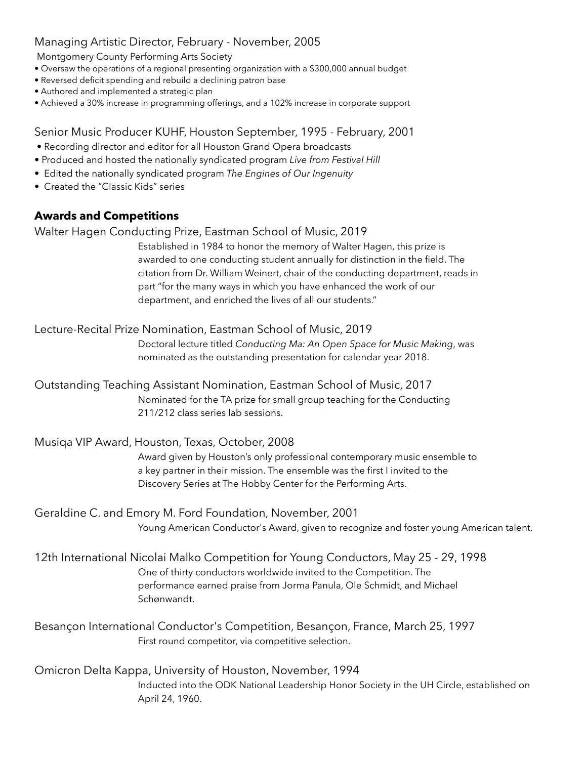Managing Artistic Director, February - November, 2005

Montgomery County Performing Arts Society

- Oversaw the operations of a regional presenting organization with a $300,000 annual budget
- Reversed deficit spending and rebuild a declining patron base
- Authored and implemented a strategic plan
- Achieved a 30% increase in programming offerings, and a 102% increase in corporate support

Senior Music Producer KUHF, Houston September, 1995 - February, 2001

- Recording director and editor for all Houston Grand Opera broadcasts
- Produced and hosted the nationally syndicated program *Live from Festival Hill*
- Edited the nationally syndicated program *The Engines of Our Ingenuity*
- Created the "Classic Kids" series

## Awards and Competitions

Walter Hagen Conducting Prize, Eastman School of Music, 2019

Established in 1984 to honor the memory of Walter Hagen, this prize is awarded to one conducting student annually for distinction in the field. The citation from Dr. William Weinert, chair of the conducting department, reads in part "for the many ways in which you have enhanced the work of our department, and enriched the lives of all our students."

Lecture-Recital Prize Nomination, Eastman School of Music, 2019

Doctoral lecture titled *Conducting Ma: An Open Space for Music Making*, was nominated as the outstanding presentation for calendar year 2018.

Outstanding Teaching Assistant Nomination, Eastman School of Music, 2017

Nominated for the TA prize for small group teaching for the Conducting 211/212 class series lab sessions.

Musiqa VIP Award, Houston, Texas, October, 2008

Award given by Houston's only professional contemporary music ensemble to a key partner in their mission. The ensemble was the first I invited to the Discovery Series at The Hobby Center for the Performing Arts.

Geraldine C. and Emory M. Ford Foundation, November, 2001

Young American Conductor's Award, given to recognize and foster young American talent.

12th International Nicolai Malko Competition for Young Conductors, May 25 - 29, 1998

One of thirty conductors worldwide invited to the Competition. The performance earned praise from Jorma Panula, Ole Schmidt, and Michael Schønwandt.

Besançon International Conductor's Competition, Besançon, France, March 25, 1997

First round competitor, via competitive selection.

Omicron Delta Kappa, University of Houston, November, 1994

Inducted into the ODK National Leadership Honor Society in the UH Circle, established on April 24, 1960.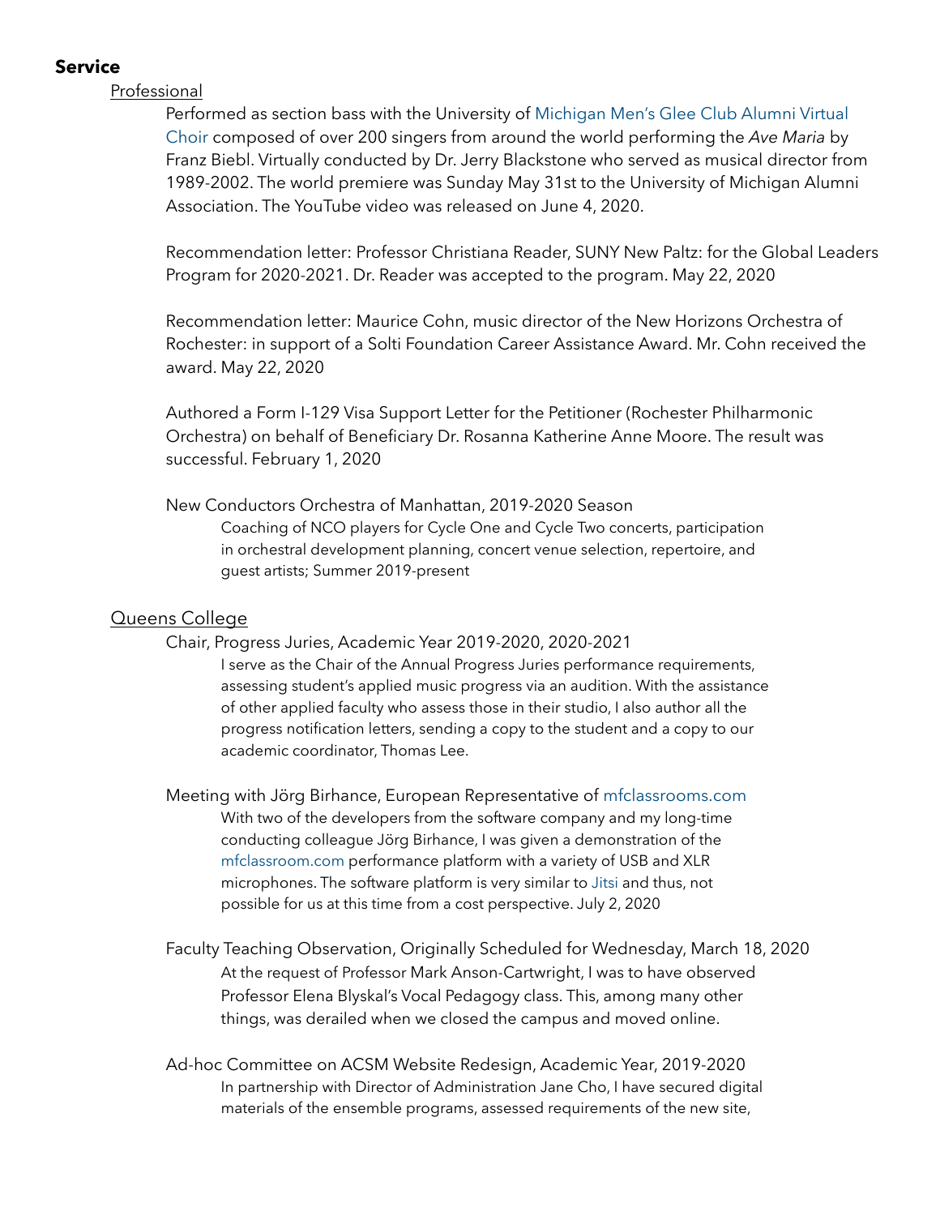## Service

Professional

Performed as section bass with the University of Michigan Men's Glee Club Alumni Virtual Choir composed of over 200 singers from around the world performing the *Ave Maria* by Franz Biebl. Virtually conducted by Dr. Jerry Blackstone who served as musical director from 1989-2002. The world premiere was Sunday May 31st to the University of Michigan Alumni Association. The YouTube video was released on June 4, 2020.

Recommendation letter: Professor Christiana Reader, SUNY New Paltz: for the Global Leaders Program for 2020-2021. Dr. Reader was accepted to the program. May 22, 2020

Recommendation letter: Maurice Cohn, music director of the New Horizons Orchestra of Rochester: in support of a Solti Foundation Career Assistance Award. Mr. Cohn received the award. May 22, 2020

Authored a Form I-129 Visa Support Letter for the Petitioner (Rochester Philharmonic Orchestra) on behalf of Beneficiary Dr. Rosanna Katherine Anne Moore. The result was successful. February 1, 2020

New Conductors Orchestra of Manhattan, 2019-2020 Season

Coaching of NCO players for Cycle One and Cycle Two concerts, participation in orchestral development planning, concert venue selection, repertoire, and guest artists; Summer 2019-present

Queens College

Chair, Progress Juries, Academic Year 2019-2020, 2020-2021

I serve as the Chair of the Annual Progress Juries performance requirements, assessing student's applied music progress via an audition. With the assistance of other applied faculty who assess those in their studio, I also author all the progress notification letters, sending a copy to the student and a copy to our academic coordinator, Thomas Lee.

Meeting with Jörg Birhance, European Representative of mfclassrooms.com

With two of the developers from the software company and my long-time conducting colleague Jörg Birhance, I was given a demonstration of the mfclassroom.com performance platform with a variety of USB and XLR microphones. The software platform is very similar to Jitsi and thus, not possible for us at this time from a cost perspective. July 2, 2020

Faculty Teaching Observation, Originally Scheduled for Wednesday, March 18, 2020

At the request of Professor Mark Anson-Cartwright, I was to have observed Professor Elena Blyskal's Vocal Pedagogy class. This, among many other things, was derailed when we closed the campus and moved online.

Ad-hoc Committee on ACSM Website Redesign, Academic Year, 2019-2020

In partnership with Director of Administration Jane Cho, I have secured digital materials of the ensemble programs, assessed requirements of the new site,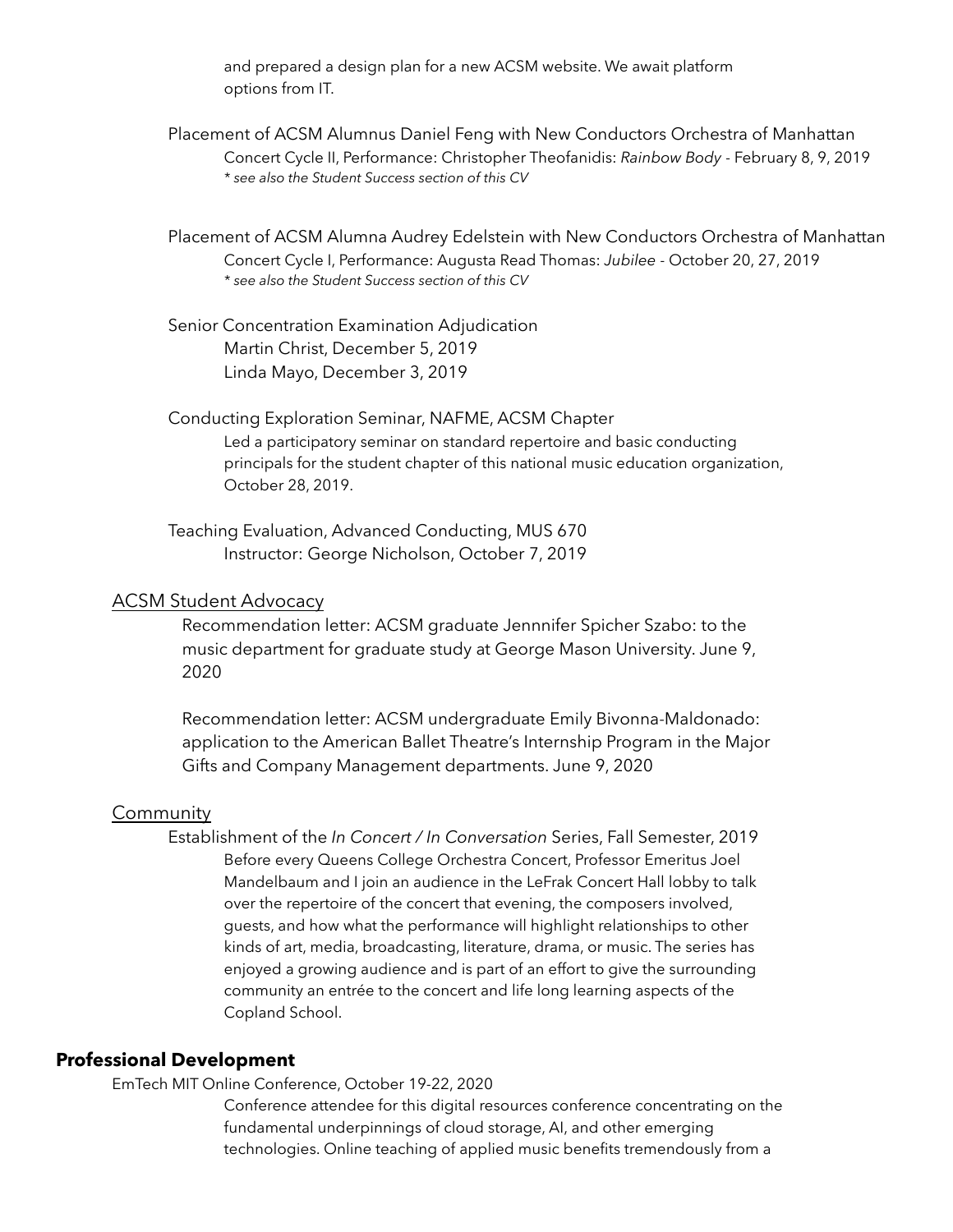and prepared a design plan for a new ACSM website. We await platform options from IT.

Placement of ACSM Alumnus Daniel Feng with New Conductors Orchestra of Manhattan
Concert Cycle II, Performance: Christopher Theofanidis: *Rainbow Body* - February 8, 9, 2019
*\* see also the Student Success section of this CV*

Placement of ACSM Alumna Audrey Edelstein with New Conductors Orchestra of Manhattan
Concert Cycle I, Performance: Augusta Read Thomas: *Jubilee* - October 20, 27, 2019
*\* see also the Student Success section of this CV*

Senior Concentration Examination Adjudication
Martin Christ, December 5, 2019
Linda Mayo, December 3, 2019

Conducting Exploration Seminar, NAFME, ACSM Chapter
Led a participatory seminar on standard repertoire and basic conducting principals for the student chapter of this national music education organization, October 28, 2019.

Teaching Evaluation, Advanced Conducting, MUS 670
Instructor: George Nicholson, October 7, 2019

ACSM Student Advocacy

Recommendation letter: ACSM graduate Jennnifer Spicher Szabo: to the music department for graduate study at George Mason University. June 9, 2020

Recommendation letter: ACSM undergraduate Emily Bivonna-Maldonado: application to the American Ballet Theatre's Internship Program in the Major Gifts and Company Management departments. June 9, 2020

Community

Establishment of the *In Concert / In Conversation* Series, Fall Semester, 2019
Before every Queens College Orchestra Concert, Professor Emeritus Joel Mandelbaum and I join an audience in the LeFrak Concert Hall lobby to talk over the repertoire of the concert that evening, the composers involved, guests, and how what the performance will highlight relationships to other kinds of art, media, broadcasting, literature, drama, or music. The series has enjoyed a growing audience and is part of an effort to give the surrounding community an entrée to the concert and life long learning aspects of the Copland School.

## Professional Development

EmTech MIT Online Conference, October 19-22, 2020
Conference attendee for this digital resources conference concentrating on the fundamental underpinnings of cloud storage, AI, and other emerging technologies. Online teaching of applied music benefits tremendously from a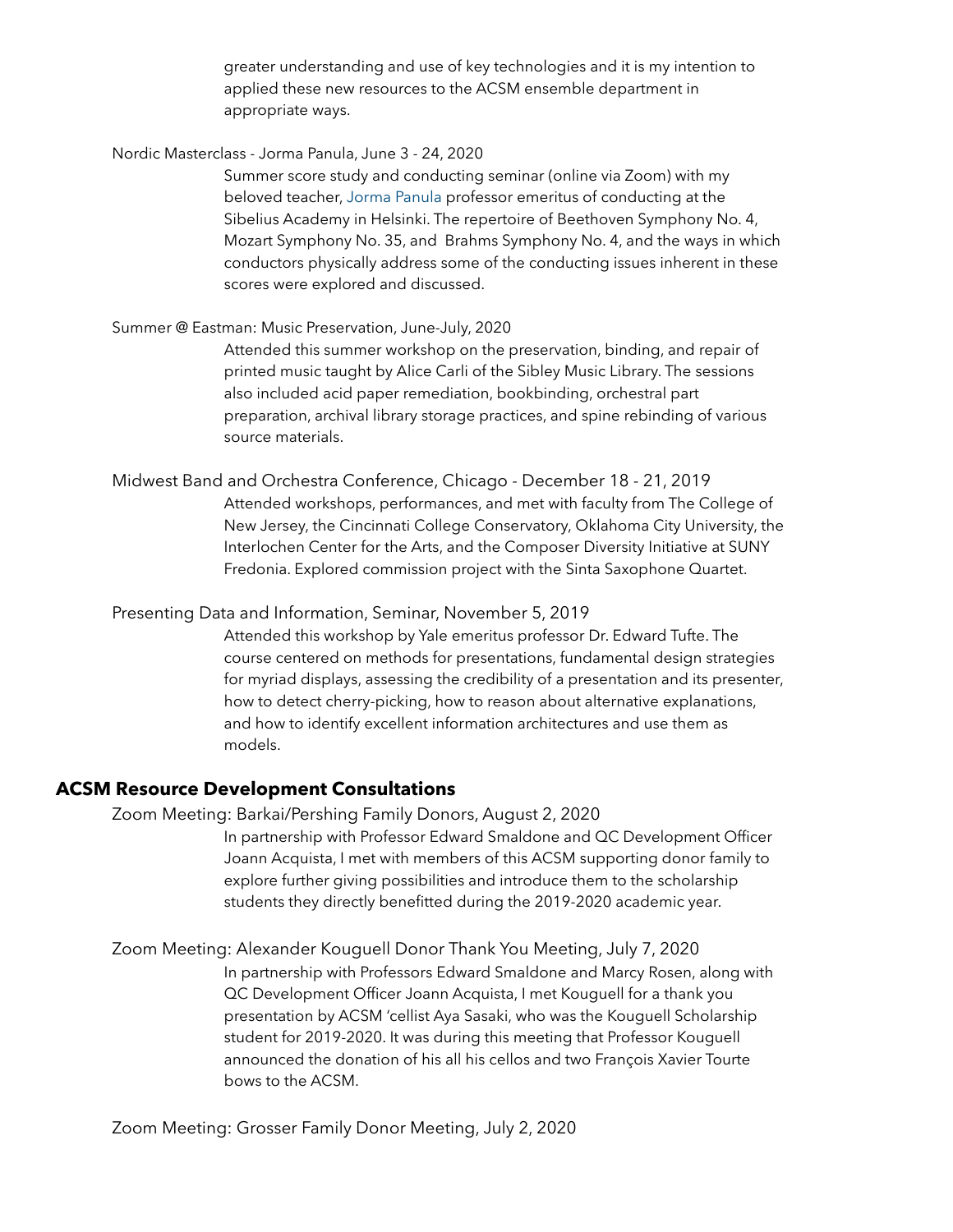greater understanding and use of key technologies and it is my intention to applied these new resources to the ACSM ensemble department in appropriate ways.

Nordic Masterclass - Jorma Panula, June 3 - 24, 2020

Summer score study and conducting seminar (online via Zoom) with my beloved teacher, Jorma Panula professor emeritus of conducting at the Sibelius Academy in Helsinki. The repertoire of Beethoven Symphony No. 4, Mozart Symphony No. 35, and Brahms Symphony No. 4, and the ways in which conductors physically address some of the conducting issues inherent in these scores were explored and discussed.

Summer @ Eastman: Music Preservation, June-July, 2020

Attended this summer workshop on the preservation, binding, and repair of printed music taught by Alice Carli of the Sibley Music Library. The sessions also included acid paper remediation, bookbinding, orchestral part preparation, archival library storage practices, and spine rebinding of various source materials.

Midwest Band and Orchestra Conference, Chicago - December 18 - 21, 2019

Attended workshops, performances, and met with faculty from The College of New Jersey, the Cincinnati College Conservatory, Oklahoma City University, the Interlochen Center for the Arts, and the Composer Diversity Initiative at SUNY Fredonia. Explored commission project with the Sinta Saxophone Quartet.

Presenting Data and Information, Seminar, November 5, 2019

Attended this workshop by Yale emeritus professor Dr. Edward Tufte. The course centered on methods for presentations, fundamental design strategies for myriad displays, assessing the credibility of a presentation and its presenter, how to detect cherry-picking, how to reason about alternative explanations, and how to identify excellent information architectures and use them as models.

## ACSM Resource Development Consultations

Zoom Meeting: Barkai/Pershing Family Donors, August 2, 2020

In partnership with Professor Edward Smaldone and QC Development Officer Joann Acquista, I met with members of this ACSM supporting donor family to explore further giving possibilities and introduce them to the scholarship students they directly benefitted during the 2019-2020 academic year.

Zoom Meeting: Alexander Kouguell Donor Thank You Meeting, July 7, 2020

In partnership with Professors Edward Smaldone and Marcy Rosen, along with QC Development Officer Joann Acquista, I met Kouguell for a thank you presentation by ACSM 'cellist Aya Sasaki, who was the Kouguell Scholarship student for 2019-2020. It was during this meeting that Professor Kouguell announced the donation of his all his cellos and two François Xavier Tourte bows to the ACSM.

Zoom Meeting: Grosser Family Donor Meeting, July 2, 2020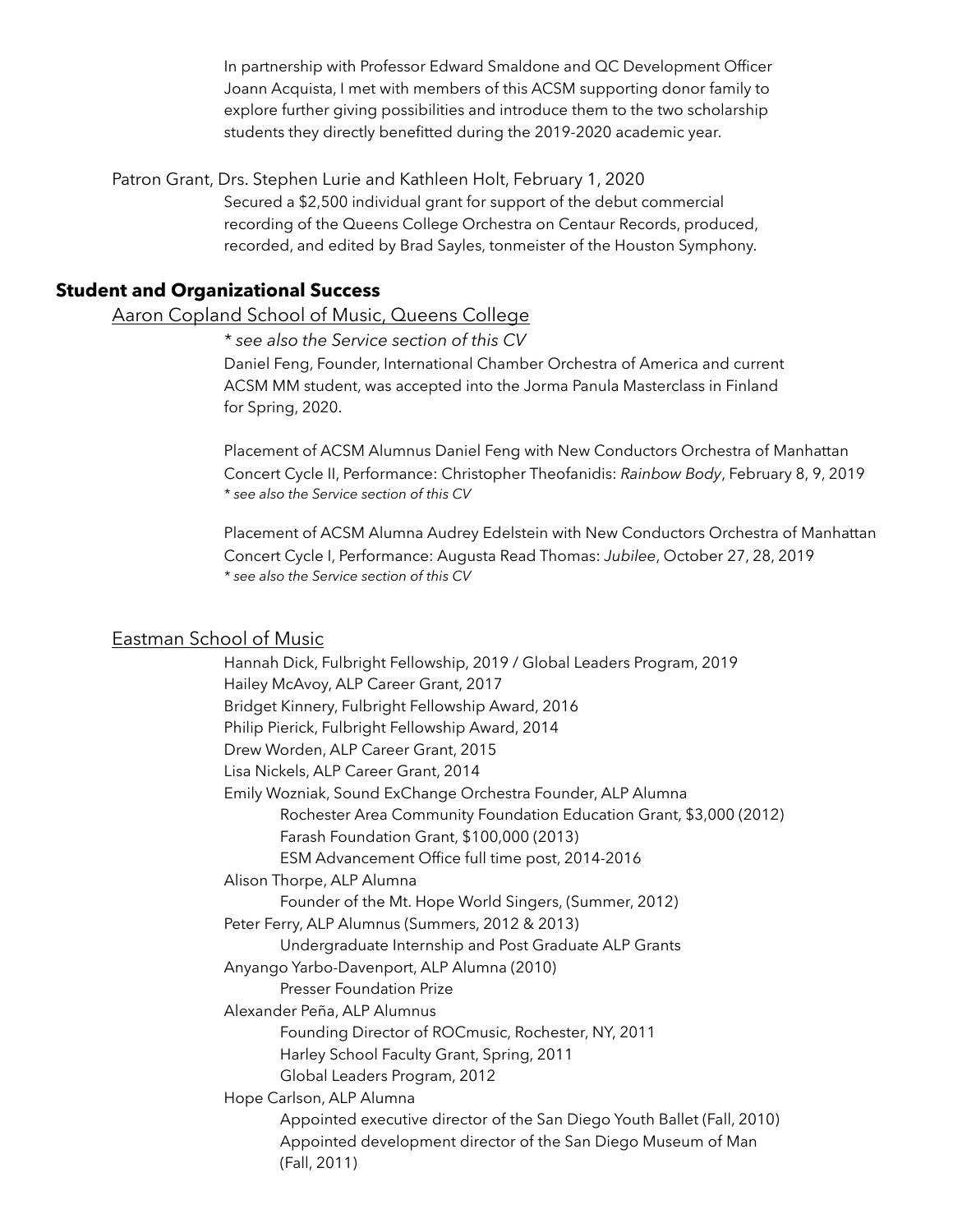In partnership with Professor Edward Smaldone and QC Development Officer Joann Acquista, I met with members of this ACSM supporting donor family to explore further giving possibilities and introduce them to the two scholarship students they directly benefitted during the 2019-2020 academic year.

Patron Grant, Drs. Stephen Lurie and Kathleen Holt, February 1, 2020

Secured a $2,500 individual grant for support of the debut commercial recording of the Queens College Orchestra on Centaur Records, produced, recorded, and edited by Brad Sayles, tonmeister of the Houston Symphony.

## Student and Organizational Success

### Aaron Copland School of Music, Queens College

*\* see also the Service section of this CV*

Daniel Feng, Founder, International Chamber Orchestra of America and current ACSM MM student, was accepted into the Jorma Panula Masterclass in Finland for Spring, 2020.

Placement of ACSM Alumnus Daniel Feng with New Conductors Orchestra of Manhattan Concert Cycle II, Performance: Christopher Theofanidis: *Rainbow Body*, February 8, 9, 2019
*\* see also the Service section of this CV*

Placement of ACSM Alumna Audrey Edelstein with New Conductors Orchestra of Manhattan Concert Cycle I, Performance: Augusta Read Thomas: *Jubilee*, October 27, 28, 2019
*\* see also the Service section of this CV*

### Eastman School of Music

Hannah Dick, Fulbright Fellowship, 2019 / Global Leaders Program, 2019
Hailey McAvoy, ALP Career Grant, 2017
Bridget Kinnery, Fulbright Fellowship Award, 2016
Philip Pierick, Fulbright Fellowship Award, 2014
Drew Worden, ALP Career Grant, 2015
Lisa Nickels, ALP Career Grant, 2014
Emily Wozniak, Sound ExChange Orchestra Founder, ALP Alumna
- Rochester Area Community Foundation Education Grant, $3,000 (2012)
- Farash Foundation Grant, $100,000 (2013)
- ESM Advancement Office full time post, 2014-2016

Alison Thorpe, ALP Alumna
- Founder of the Mt. Hope World Singers, (Summer, 2012)

Peter Ferry, ALP Alumnus (Summers, 2012 & 2013)
- Undergraduate Internship and Post Graduate ALP Grants

Anyango Yarbo-Davenport, ALP Alumna (2010)
- Presser Foundation Prize

Alexander Peña, ALP Alumnus
- Founding Director of ROCmusic, Rochester, NY, 2011
- Harley School Faculty Grant, Spring, 2011
- Global Leaders Program, 2012

Hope Carlson, ALP Alumna
- Appointed executive director of the San Diego Youth Ballet (Fall, 2010)
- Appointed development director of the San Diego Museum of Man (Fall, 2011)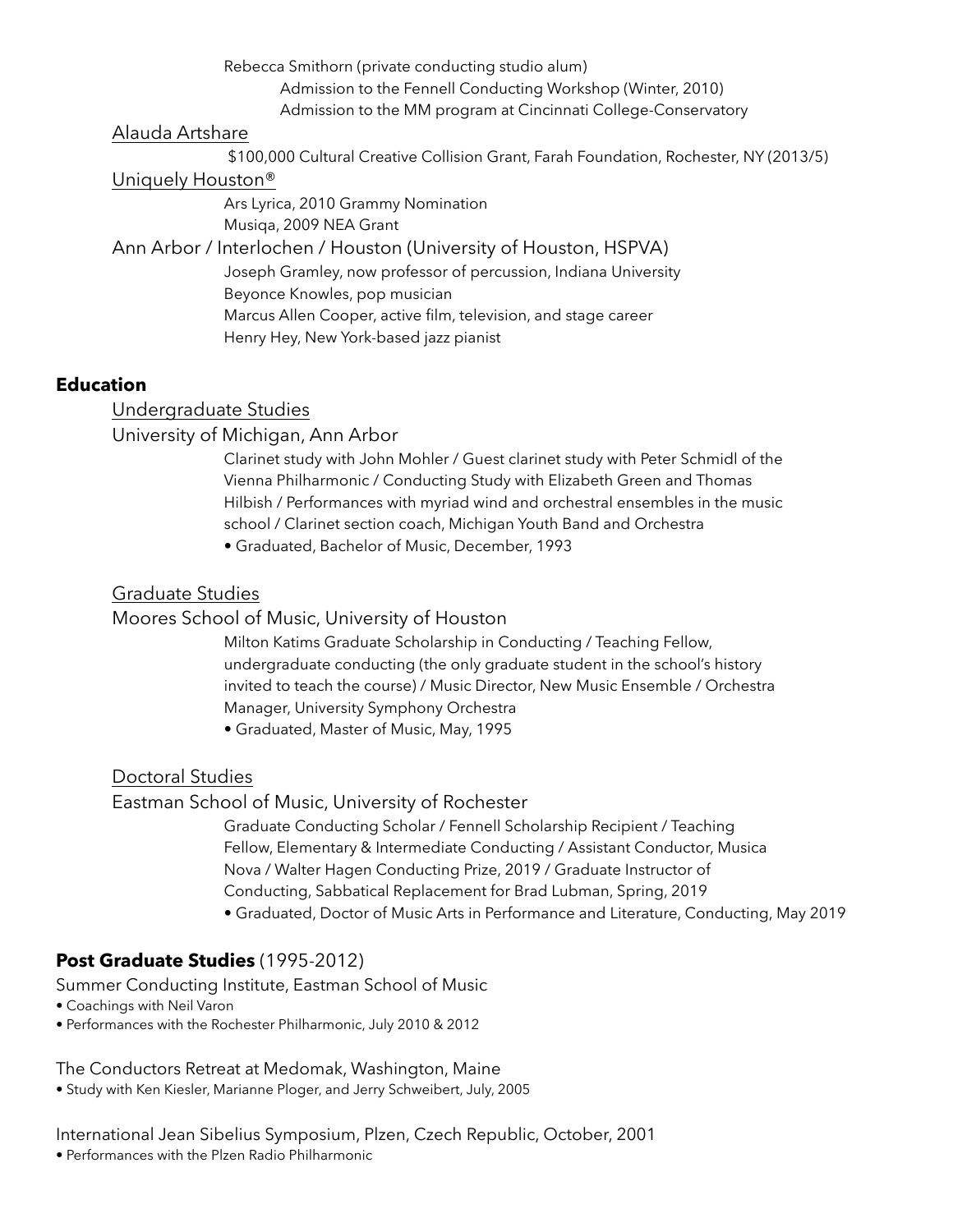Rebecca Smithorn (private conducting studio alum)

Admission to the Fennell Conducting Workshop (Winter, 2010)

Admission to the MM program at Cincinnati College-Conservatory

Alauda Artshare

$100,000 Cultural Creative Collision Grant, Farah Foundation, Rochester, NY (2013/5)

Uniquely Houston®

Ars Lyrica, 2010 Grammy Nomination

Musiqa, 2009 NEA Grant

Ann Arbor / Interlochen / Houston (University of Houston, HSPVA)

Joseph Gramley, now professor of percussion, Indiana University

Beyonce Knowles, pop musician

Marcus Allen Cooper, active film, television, and stage career

Henry Hey, New York-based jazz pianist

## Education

Undergraduate Studies

University of Michigan, Ann Arbor

Clarinet study with John Mohler / Guest clarinet study with Peter Schmidl of the Vienna Philharmonic / Conducting Study with Elizabeth Green and Thomas Hilbish / Performances with myriad wind and orchestral ensembles in the music school / Clarinet section coach, Michigan Youth Band and Orchestra

- Graduated, Bachelor of Music, December, 1993

Graduate Studies

Moores School of Music, University of Houston

Milton Katims Graduate Scholarship in Conducting / Teaching Fellow, undergraduate conducting (the only graduate student in the school's history invited to teach the course) / Music Director, New Music Ensemble / Orchestra Manager, University Symphony Orchestra

- Graduated, Master of Music, May, 1995

Doctoral Studies

Eastman School of Music, University of Rochester

Graduate Conducting Scholar / Fennell Scholarship Recipient / Teaching Fellow, Elementary & Intermediate Conducting / Assistant Conductor, Musica Nova / Walter Hagen Conducting Prize, 2019 / Graduate Instructor of Conducting, Sabbatical Replacement for Brad Lubman, Spring, 2019

- Graduated, Doctor of Music Arts in Performance and Literature, Conducting, May 2019

## Post Graduate Studies (1995-2012)

Summer Conducting Institute, Eastman School of Music

- Coachings with Neil Varon
- Performances with the Rochester Philharmonic, July 2010 & 2012

The Conductors Retreat at Medomak, Washington, Maine

- Study with Ken Kiesler, Marianne Ploger, and Jerry Schweibert, July, 2005

International Jean Sibelius Symposium, Plzen, Czech Republic, October, 2001

- Performances with the Plzen Radio Philharmonic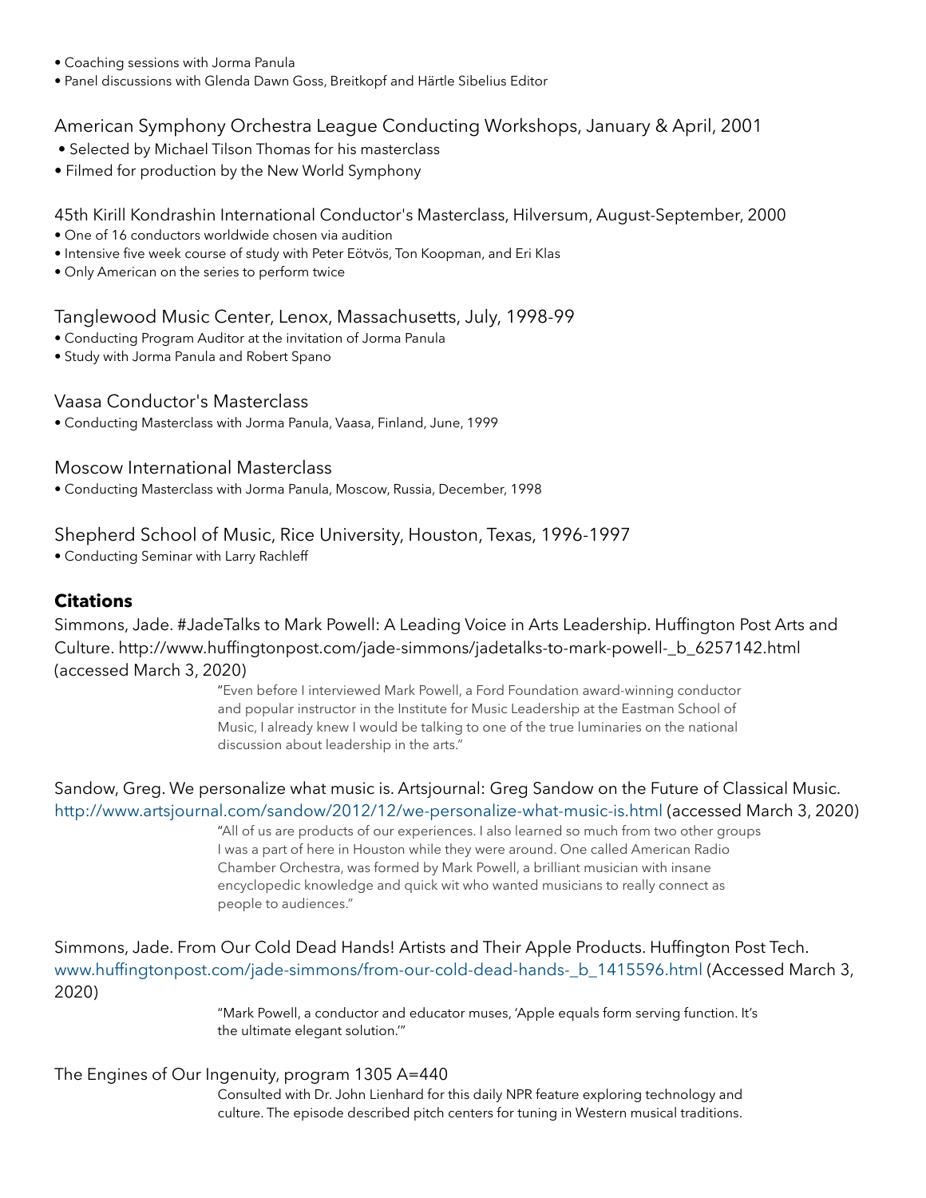- Coaching sessions with Jorma Panula
- Panel discussions with Glenda Dawn Goss, Breitkopf and Härtle Sibelius Editor

American Symphony Orchestra League Conducting Workshops, January & April, 2001

- Selected by Michael Tilson Thomas for his masterclass
- Filmed for production by the New World Symphony

45th Kirill Kondrashin International Conductor's Masterclass, Hilversum, August-September, 2000

- One of 16 conductors worldwide chosen via audition
- Intensive five week course of study with Peter Eötvös, Ton Koopman, and Eri Klas
- Only American on the series to perform twice

Tanglewood Music Center, Lenox, Massachusetts, July, 1998-99

- Conducting Program Auditor at the invitation of Jorma Panula
- Study with Jorma Panula and Robert Spano

Vaasa Conductor's Masterclass

- Conducting Masterclass with Jorma Panula, Vaasa, Finland, June, 1999

Moscow International Masterclass

- Conducting Masterclass with Jorma Panula, Moscow, Russia, December, 1998

Shepherd School of Music, Rice University, Houston, Texas, 1996-1997

- Conducting Seminar with Larry Rachleff

## Citations

Simmons, Jade. #JadeTalks to Mark Powell: A Leading Voice in Arts Leadership. Huffington Post Arts and Culture. http://www.huffingtonpost.com/jade-simmons/jadetalks-to-mark-powell-_b_6257142.html (accessed March 3, 2020)

> "Even before I interviewed Mark Powell, a Ford Foundation award-winning conductor and popular instructor in the Institute for Music Leadership at the Eastman School of Music, I already knew I would be talking to one of the true luminaries on the national discussion about leadership in the arts."

Sandow, Greg. We personalize what music is. Artsjournal: Greg Sandow on the Future of Classical Music. http://www.artsjournal.com/sandow/2012/12/we-personalize-what-music-is.html (accessed March 3, 2020)

> "All of us are products of our experiences. I also learned so much from two other groups I was a part of here in Houston while they were around. One called American Radio Chamber Orchestra, was formed by Mark Powell, a brilliant musician with insane encyclopedic knowledge and quick wit who wanted musicians to really connect as people to audiences."

Simmons, Jade. From Our Cold Dead Hands! Artists and Their Apple Products. Huffington Post Tech. www.huffingtonpost.com/jade-simmons/from-our-cold-dead-hands-_b_1415596.html (Accessed March 3, 2020)

> "Mark Powell, a conductor and educator muses, 'Apple equals form serving function. It's the ultimate elegant solution.'"

The Engines of Our Ingenuity, program 1305 A=440

> Consulted with Dr. John Lienhard for this daily NPR feature exploring technology and culture. The episode described pitch centers for tuning in Western musical traditions.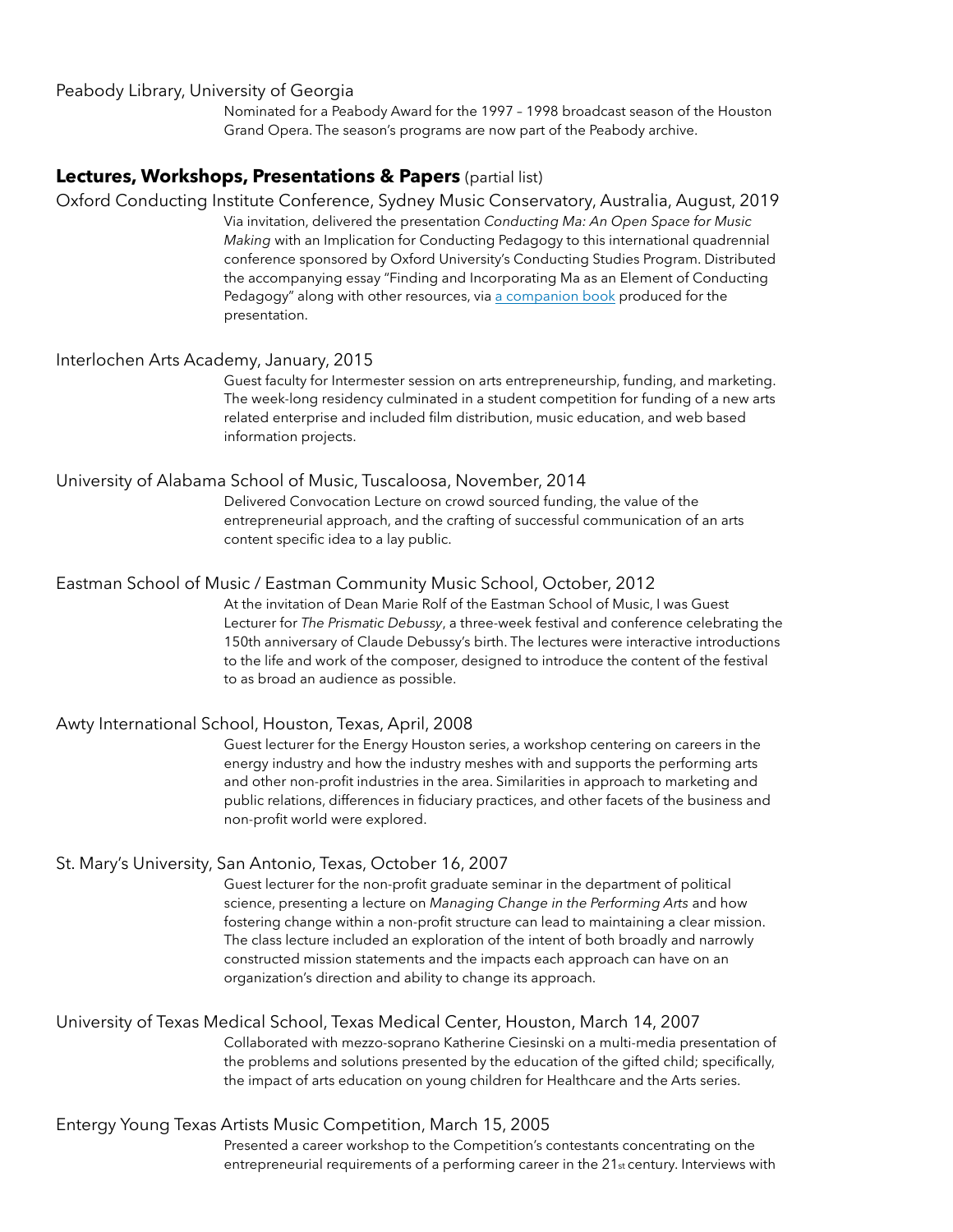Peabody Library, University of Georgia

Nominated for a Peabody Award for the 1997 – 1998 broadcast season of the Houston Grand Opera. The season's programs are now part of the Peabody archive.

## **Lectures, Workshops, Presentations & Papers** (partial list)

Oxford Conducting Institute Conference, Sydney Music Conservatory, Australia, August, 2019

Via invitation, delivered the presentation *Conducting Ma: An Open Space for Music Making* with an Implication for Conducting Pedagogy to this international quadrennial conference sponsored by Oxford University's Conducting Studies Program. Distributed the accompanying essay "Finding and Incorporating Ma as an Element of Conducting Pedagogy" along with other resources, via a companion book produced for the presentation.

Interlochen Arts Academy, January, 2015

Guest faculty for Intermester session on arts entrepreneurship, funding, and marketing. The week-long residency culminated in a student competition for funding of a new arts related enterprise and included film distribution, music education, and web based information projects.

University of Alabama School of Music, Tuscaloosa, November, 2014

Delivered Convocation Lecture on crowd sourced funding, the value of the entrepreneurial approach, and the crafting of successful communication of an arts content specific idea to a lay public.

Eastman School of Music / Eastman Community Music School, October, 2012

At the invitation of Dean Marie Rolf of the Eastman School of Music, I was Guest Lecturer for *The Prismatic Debussy*, a three-week festival and conference celebrating the 150th anniversary of Claude Debussy's birth. The lectures were interactive introductions to the life and work of the composer, designed to introduce the content of the festival to as broad an audience as possible.

Awty International School, Houston, Texas, April, 2008

Guest lecturer for the Energy Houston series, a workshop centering on careers in the energy industry and how the industry meshes with and supports the performing arts and other non-profit industries in the area. Similarities in approach to marketing and public relations, differences in fiduciary practices, and other facets of the business and non-profit world were explored.

St. Mary's University, San Antonio, Texas, October 16, 2007

Guest lecturer for the non-profit graduate seminar in the department of political science, presenting a lecture on *Managing Change in the Performing Arts* and how fostering change within a non-profit structure can lead to maintaining a clear mission. The class lecture included an exploration of the intent of both broadly and narrowly constructed mission statements and the impacts each approach can have on an organization's direction and ability to change its approach.

University of Texas Medical School, Texas Medical Center, Houston, March 14, 2007

Collaborated with mezzo-soprano Katherine Ciesinski on a multi-media presentation of the problems and solutions presented by the education of the gifted child; specifically, the impact of arts education on young children for Healthcare and the Arts series.

Entergy Young Texas Artists Music Competition, March 15, 2005

Presented a career workshop to the Competition's contestants concentrating on the entrepreneurial requirements of a performing career in the 21st century. Interviews with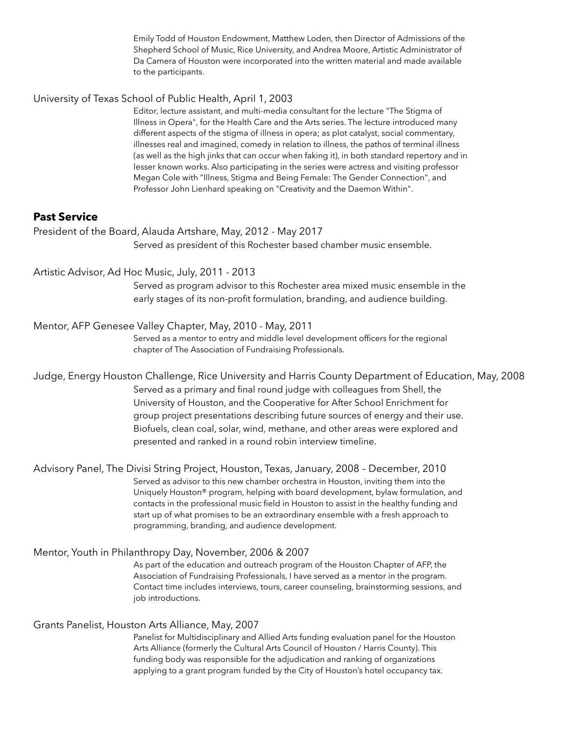Emily Todd of Houston Endowment, Matthew Loden, then Director of Admissions of the Shepherd School of Music, Rice University, and Andrea Moore, Artistic Administrator of Da Camera of Houston were incorporated into the written material and made available to the participants.

University of Texas School of Public Health, April 1, 2003

Editor, lecture assistant, and multi-media consultant for the lecture "The Stigma of Illness in Opera", for the Health Care and the Arts series. The lecture introduced many different aspects of the stigma of illness in opera; as plot catalyst, social commentary, illnesses real and imagined, comedy in relation to illness, the pathos of terminal illness (as well as the high jinks that can occur when faking it), in both standard repertory and in lesser known works. Also participating in the series were actress and visiting professor Megan Cole with "Illness, Stigma and Being Female: The Gender Connection", and Professor John Lienhard speaking on "Creativity and the Daemon Within".

## Past Service

President of the Board, Alauda Artshare, May, 2012 - May 2017

Served as president of this Rochester based chamber music ensemble.

Artistic Advisor, Ad Hoc Music, July, 2011 - 2013

Served as program advisor to this Rochester area mixed music ensemble in the early stages of its non-profit formulation, branding, and audience building.

Mentor, AFP Genesee Valley Chapter, May, 2010 - May, 2011

Served as a mentor to entry and middle level development officers for the regional chapter of The Association of Fundraising Professionals.

Judge, Energy Houston Challenge, Rice University and Harris County Department of Education, May, 2008

Served as a primary and final round judge with colleagues from Shell, the University of Houston, and the Cooperative for After School Enrichment for group project presentations describing future sources of energy and their use. Biofuels, clean coal, solar, wind, methane, and other areas were explored and presented and ranked in a round robin interview timeline.

Advisory Panel, The Divisi String Project, Houston, Texas, January, 2008 – December, 2010

Served as advisor to this new chamber orchestra in Houston, inviting them into the Uniquely Houston® program, helping with board development, bylaw formulation, and contacts in the professional music field in Houston to assist in the healthy funding and start up of what promises to be an extraordinary ensemble with a fresh approach to programming, branding, and audience development.

Mentor, Youth in Philanthropy Day, November, 2006 & 2007

As part of the education and outreach program of the Houston Chapter of AFP, the Association of Fundraising Professionals, I have served as a mentor in the program. Contact time includes interviews, tours, career counseling, brainstorming sessions, and job introductions.

Grants Panelist, Houston Arts Alliance, May, 2007

Panelist for Multidisciplinary and Allied Arts funding evaluation panel for the Houston Arts Alliance (formerly the Cultural Arts Council of Houston / Harris County). This funding body was responsible for the adjudication and ranking of organizations applying to a grant program funded by the City of Houston's hotel occupancy tax.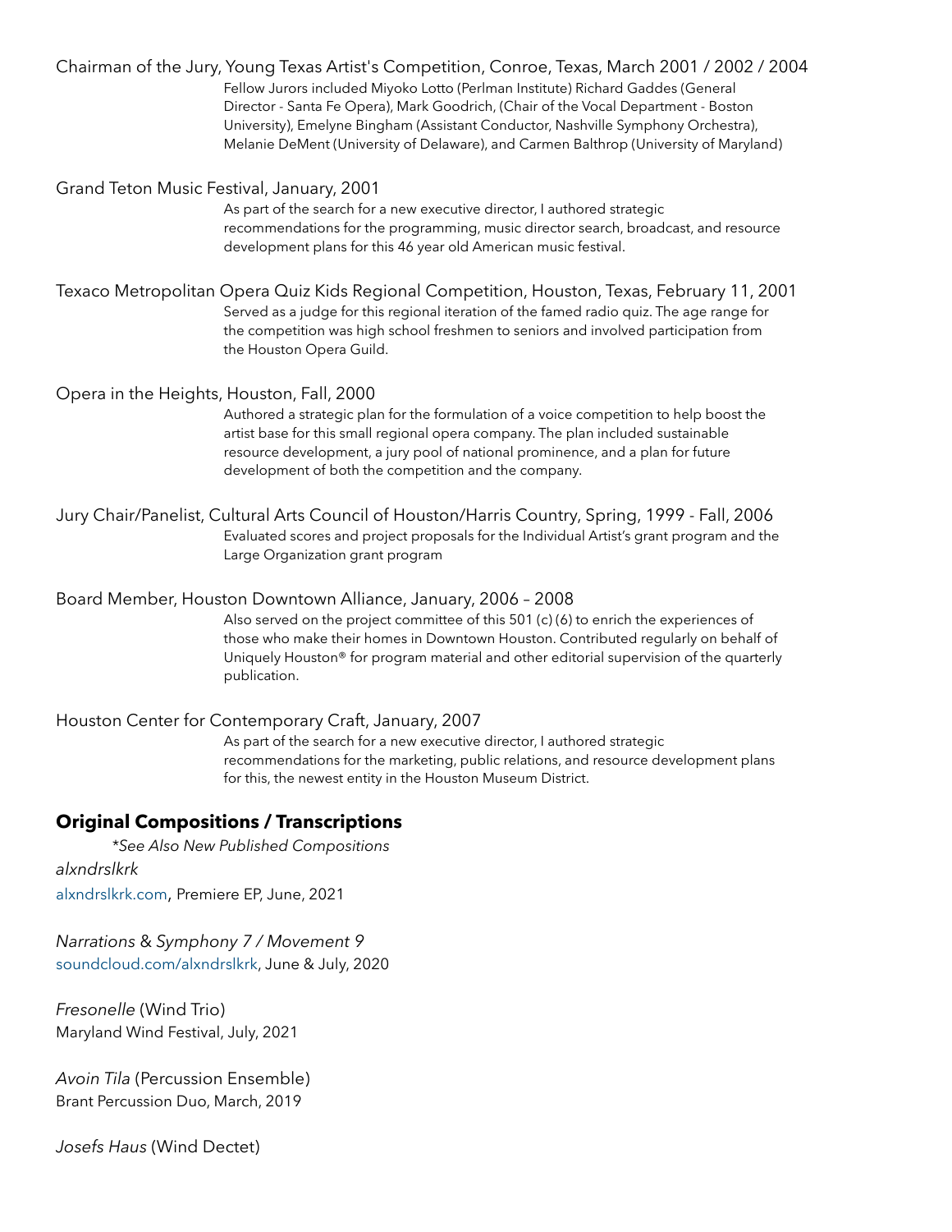Chairman of the Jury, Young Texas Artist's Competition, Conroe, Texas, March 2001 / 2002 / 2004

Fellow Jurors included Miyoko Lotto (Perlman Institute) Richard Gaddes (General Director - Santa Fe Opera), Mark Goodrich, (Chair of the Vocal Department - Boston University), Emelyne Bingham (Assistant Conductor, Nashville Symphony Orchestra), Melanie DeMent (University of Delaware), and Carmen Balthrop (University of Maryland)

Grand Teton Music Festival, January, 2001

As part of the search for a new executive director, I authored strategic recommendations for the programming, music director search, broadcast, and resource development plans for this 46 year old American music festival.

Texaco Metropolitan Opera Quiz Kids Regional Competition, Houston, Texas, February 11, 2001

Served as a judge for this regional iteration of the famed radio quiz. The age range for the competition was high school freshmen to seniors and involved participation from the Houston Opera Guild.

Opera in the Heights, Houston, Fall, 2000

Authored a strategic plan for the formulation of a voice competition to help boost the artist base for this small regional opera company. The plan included sustainable resource development, a jury pool of national prominence, and a plan for future development of both the competition and the company.

Jury Chair/Panelist, Cultural Arts Council of Houston/Harris Country, Spring, 1999 - Fall, 2006

Evaluated scores and project proposals for the Individual Artist's grant program and the Large Organization grant program

Board Member, Houston Downtown Alliance, January, 2006 – 2008

Also served on the project committee of this 501 (c) (6) to enrich the experiences of those who make their homes in Downtown Houston. Contributed regularly on behalf of Uniquely Houston® for program material and other editorial supervision of the quarterly publication.

Houston Center for Contemporary Craft, January, 2007

As part of the search for a new executive director, I authored strategic recommendations for the marketing, public relations, and resource development plans for this, the newest entity in the Houston Museum District.

## Original Compositions / Transcriptions

*\*See Also New Published Compositions*

*alxndrslkrk*
alxndrslkrk.com, Premiere EP, June, 2021

*Narrations* & *Symphony 7 / Movement 9*
soundcloud.com/alxndrslkrk, June & July, 2020

*Fresonelle* (Wind Trio)
Maryland Wind Festival, July, 2021

*Avoin Tila* (Percussion Ensemble)
Brant Percussion Duo, March, 2019

*Josefs Haus* (Wind Dectet)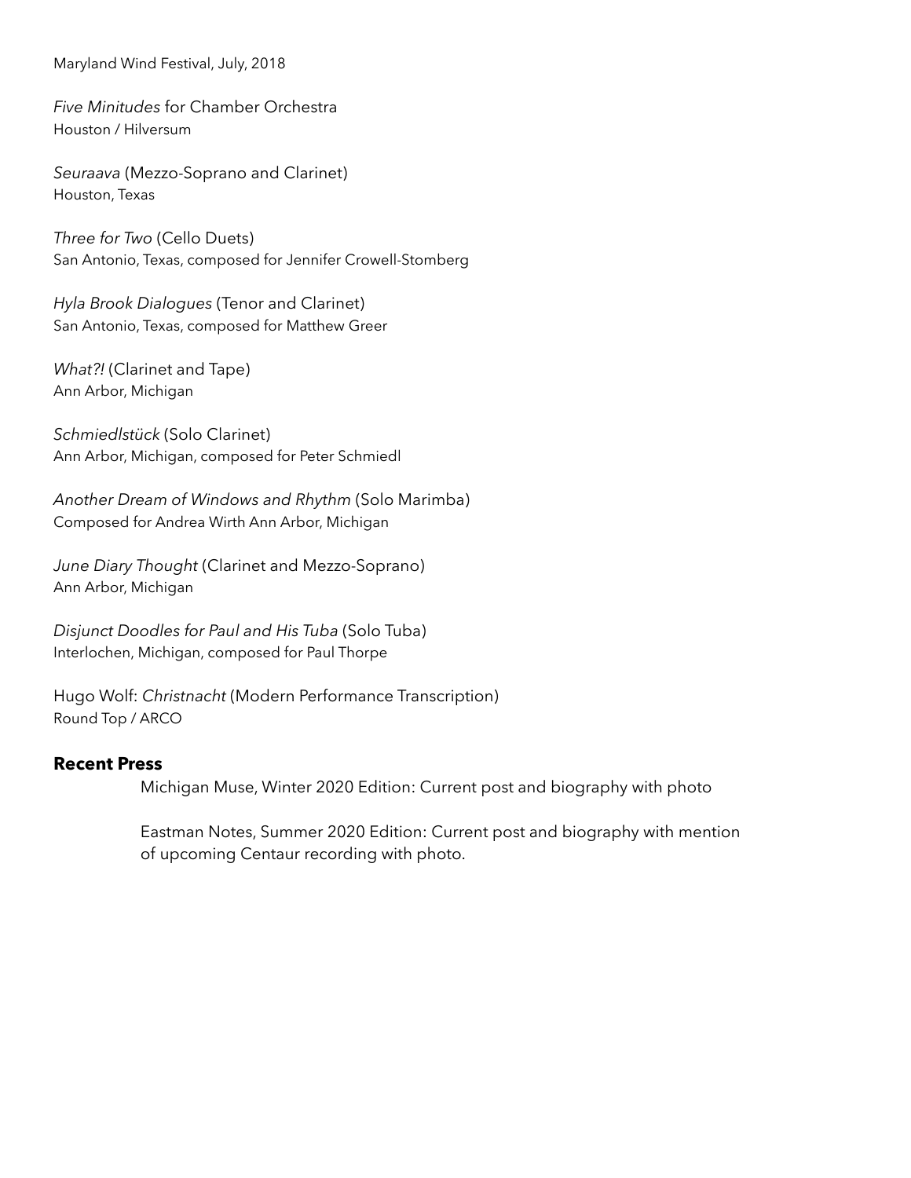Maryland Wind Festival, July, 2018

*Five Minitudes* for Chamber Orchestra
Houston / Hilversum

*Seuraava* (Mezzo-Soprano and Clarinet)
Houston, Texas

*Three for Two* (Cello Duets)
San Antonio, Texas, composed for Jennifer Crowell-Stomberg

*Hyla Brook Dialogues* (Tenor and Clarinet)
San Antonio, Texas, composed for Matthew Greer

*What?!* (Clarinet and Tape)
Ann Arbor, Michigan

*Schmiedlstück* (Solo Clarinet)
Ann Arbor, Michigan, composed for Peter Schmiedl

*Another Dream of Windows and Rhythm* (Solo Marimba)
Composed for Andrea Wirth Ann Arbor, Michigan

*June Diary Thought* (Clarinet and Mezzo-Soprano)
Ann Arbor, Michigan

*Disjunct Doodles for Paul and His Tuba* (Solo Tuba)
Interlochen, Michigan, composed for Paul Thorpe

Hugo Wolf: *Christnacht* (Modern Performance Transcription)
Round Top / ARCO

**Recent Press**

Michigan Muse, Winter 2020 Edition: Current post and biography with photo

Eastman Notes, Summer 2020 Edition: Current post and biography with mention of upcoming Centaur recording with photo.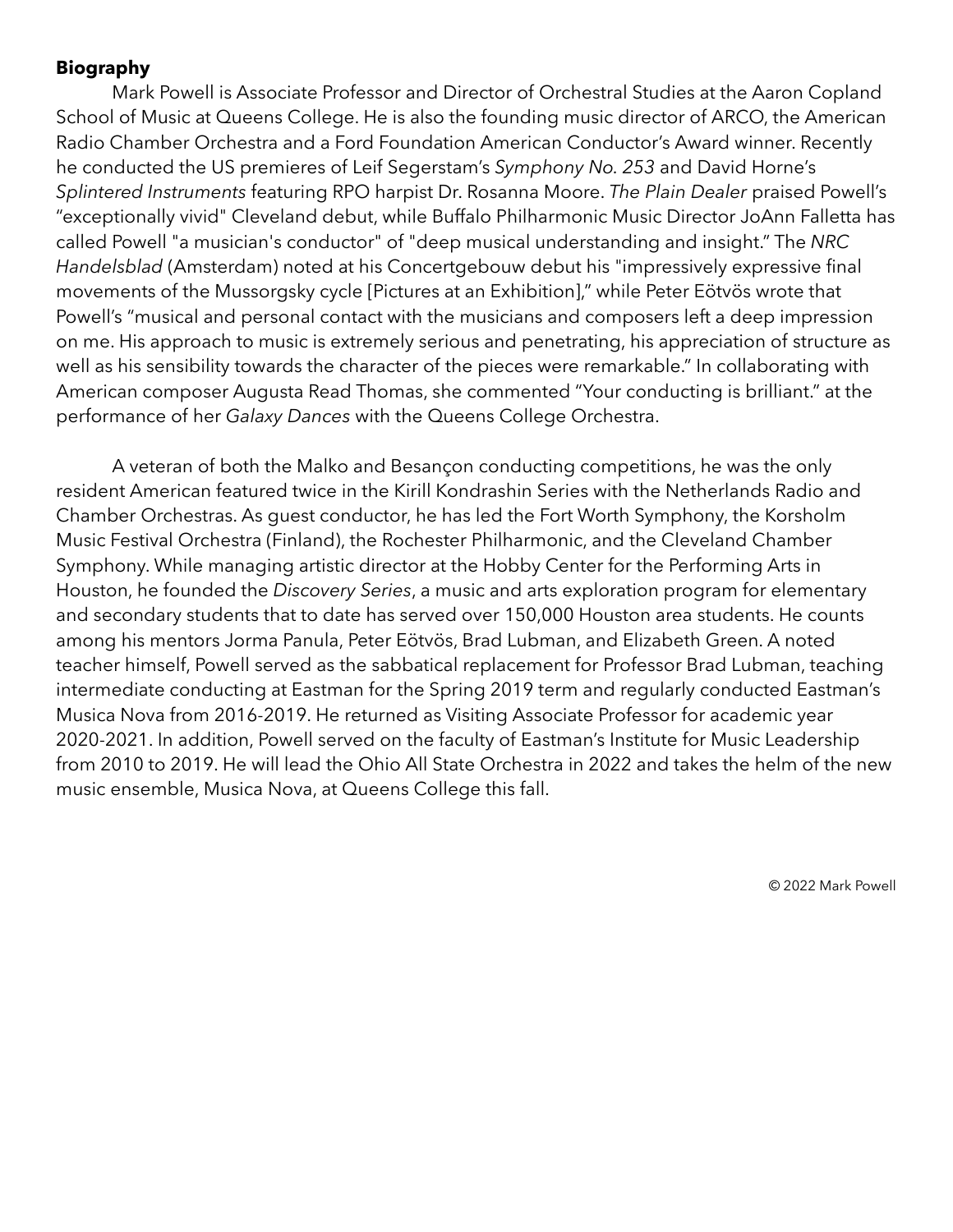**Biography**

Mark Powell is Associate Professor and Director of Orchestral Studies at the Aaron Copland School of Music at Queens College. He is also the founding music director of ARCO, the American Radio Chamber Orchestra and a Ford Foundation American Conductor's Award winner. Recently he conducted the US premieres of Leif Segerstam's *Symphony No. 253* and David Horne's *Splintered Instruments* featuring RPO harpist Dr. Rosanna Moore. *The Plain Dealer* praised Powell's "exceptionally vivid" Cleveland debut, while Buffalo Philharmonic Music Director JoAnn Falletta has called Powell "a musician's conductor" of "deep musical understanding and insight." The *NRC Handelsblad* (Amsterdam) noted at his Concertgebouw debut his "impressively expressive final movements of the Mussorgsky cycle [Pictures at an Exhibition]," while Peter Eötvös wrote that Powell's "musical and personal contact with the musicians and composers left a deep impression on me. His approach to music is extremely serious and penetrating, his appreciation of structure as well as his sensibility towards the character of the pieces were remarkable." In collaborating with American composer Augusta Read Thomas, she commented "Your conducting is brilliant." at the performance of her *Galaxy Dances* with the Queens College Orchestra.

A veteran of both the Malko and Besançon conducting competitions, he was the only resident American featured twice in the Kirill Kondrashin Series with the Netherlands Radio and Chamber Orchestras. As guest conductor, he has led the Fort Worth Symphony, the Korsholm Music Festival Orchestra (Finland), the Rochester Philharmonic, and the Cleveland Chamber Symphony. While managing artistic director at the Hobby Center for the Performing Arts in Houston, he founded the *Discovery Series*, a music and arts exploration program for elementary and secondary students that to date has served over 150,000 Houston area students. He counts among his mentors Jorma Panula, Peter Eötvös, Brad Lubman, and Elizabeth Green. A noted teacher himself, Powell served as the sabbatical replacement for Professor Brad Lubman, teaching intermediate conducting at Eastman for the Spring 2019 term and regularly conducted Eastman's Musica Nova from 2016-2019. He returned as Visiting Associate Professor for academic year 2020-2021. In addition, Powell served on the faculty of Eastman's Institute for Music Leadership from 2010 to 2019. He will lead the Ohio All State Orchestra in 2022 and takes the helm of the new music ensemble, Musica Nova, at Queens College this fall.

© 2022 Mark Powell